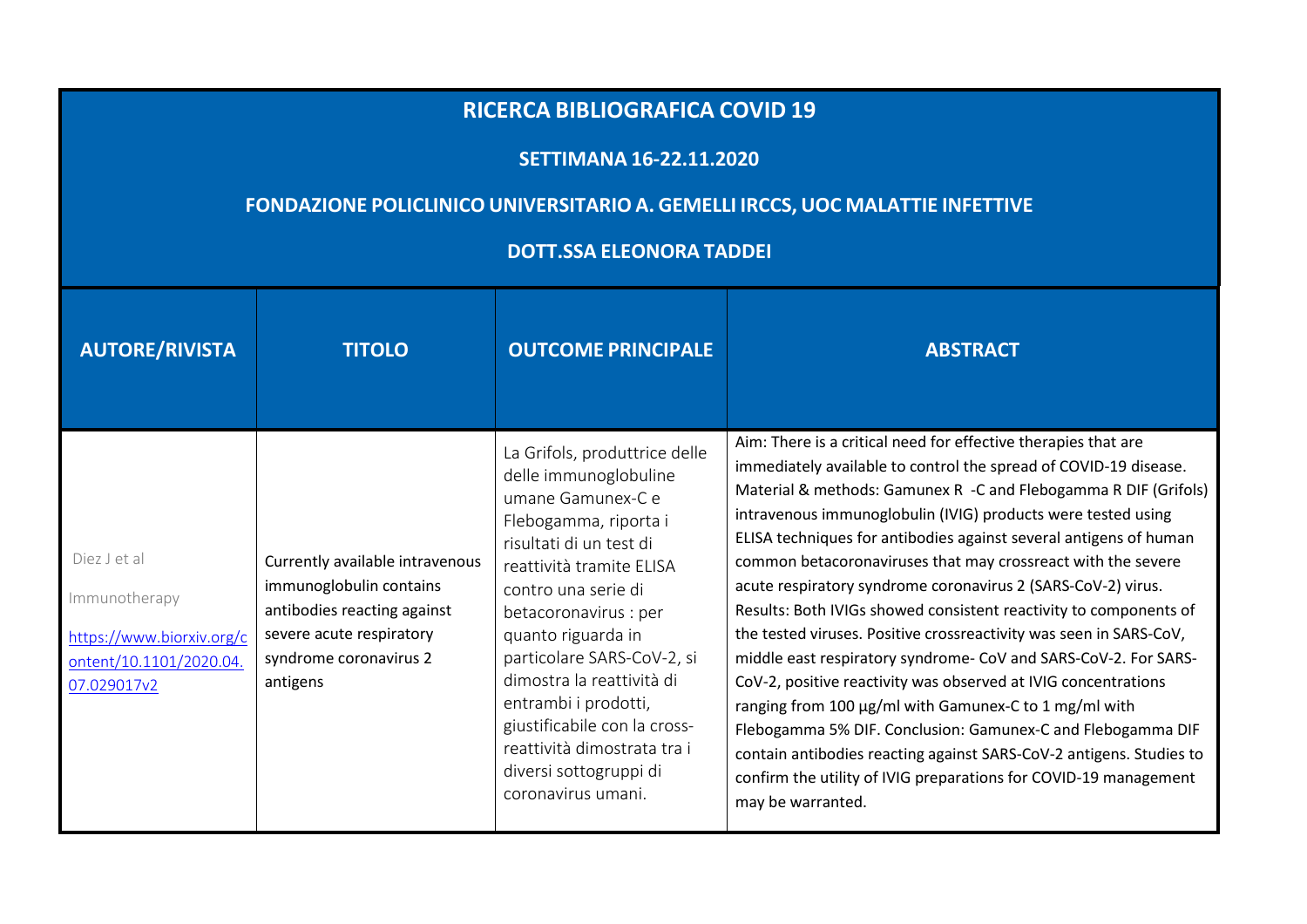# RICERCA BIBLIOGRAFICA COVID 19

## SETTIMANA 16-22.11.2020

## FONDAZIONE POLICLINICO UNIVERSITARIO A. GEMELLI IRCCS, UOC MALATTIE INFETTIVE

## DOTT.SSA ELEONORA TADDEI

| AUTORE/RIVISTA | TITOLO | OUTCOME PRINCIPALE | ABSTRACT |
|---|---|---|---|
| Diez J et al<br><br>Immunotherapy<br><br>https://www.biorxiv.org/content/10.1101/2020.04.07.029017v2 | Currently available intravenous immunoglobulin contains antibodies reacting against severe acute respiratory syndrome coronavirus 2 antigens | La Grifols, produttrice delle delle immunoglobuline umane Gamunex-C e Flebogamma, riporta i risultati di un test di reattività tramite ELISA contro una serie di betacoronavirus : per quanto riguarda in particolare SARS-CoV-2, si dimostra la reattività di entrambi i prodotti, giustificabile con la cross-reattività dimostrata tra i diversi sottogruppi di coronavirus umani. | Aim: There is a critical need for effective therapies that are immediately available to control the spread of COVID-19 disease. Material & methods: Gamunex R -C and Flebogamma R DIF (Grifols) intravenous immunoglobulin (IVIG) products were tested using ELISA techniques for antibodies against several antigens of human common betacoronaviruses that may crossreact with the severe acute respiratory syndrome coronavirus 2 (SARS-CoV-2) virus. Results: Both IVIGs showed consistent reactivity to components of the tested viruses. Positive crossreactivity was seen in SARS-CoV, middle east respiratory syndrome- CoV and SARS-CoV-2. For SARS-CoV-2, positive reactivity was observed at IVIG concentrations ranging from 100 µg/ml with Gamunex-C to 1 mg/ml with Flebogamma 5% DIF. Conclusion: Gamunex-C and Flebogamma DIF contain antibodies reacting against SARS-CoV-2 antigens. Studies to confirm the utility of IVIG preparations for COVID-19 management may be warranted. |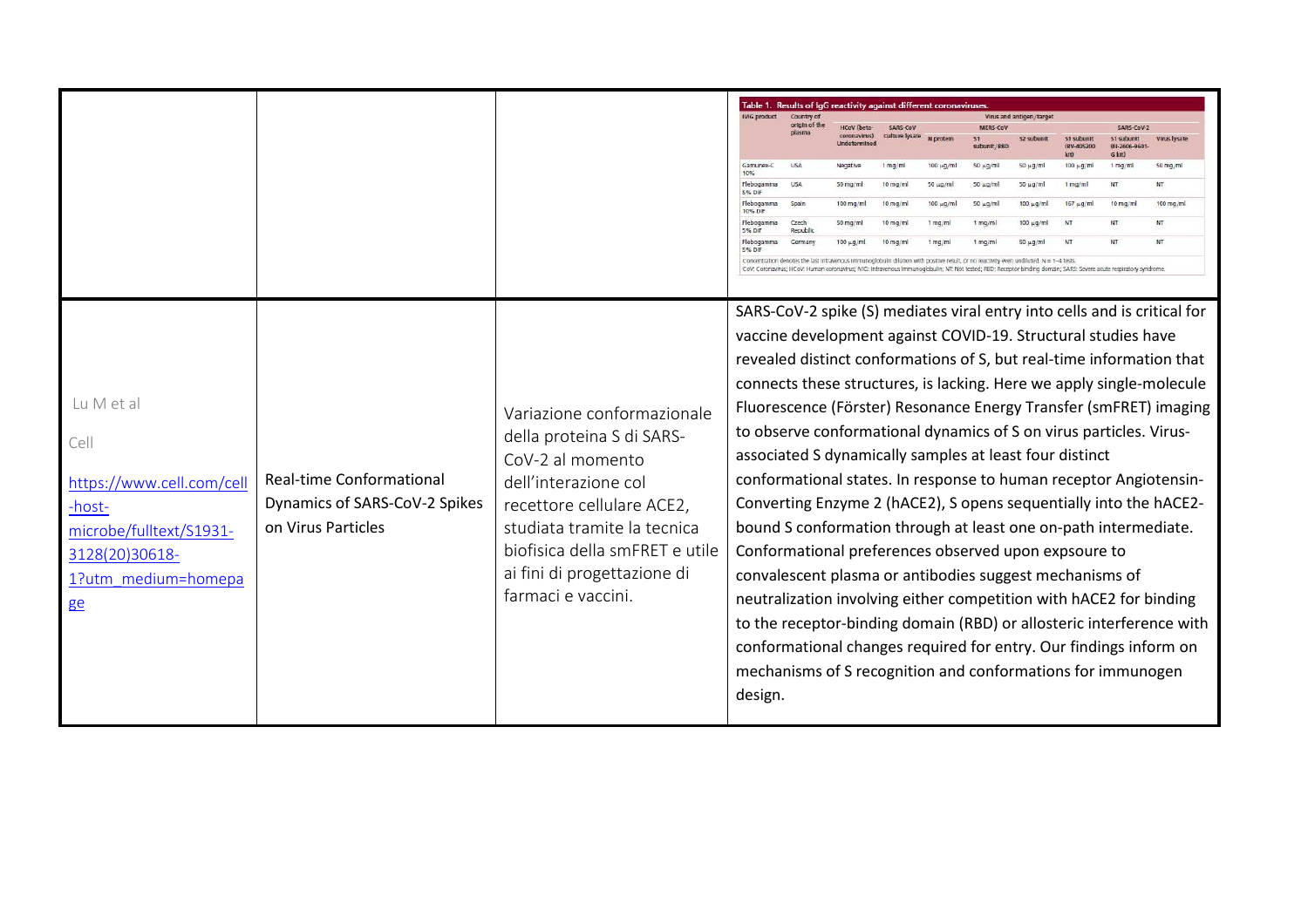| | | | Table 1. Results of IgG reactivity against different coronaviruses. |
|---|---|---|---|
| | | | |

| IVIG product | Country of origin of the plasma | HCoV (beta-coronavirus) Undetermined | SARS-CoV Culture lysate | MERS-CoV N protein | MERS-CoV S1 subunit/RBD | MERS-CoV S2 subunit | SARS-CoV-2 S1 subunit (RV-405200 kit) | SARS-CoV-2 S1 subunit (EI-2606-9601-G kit) | SARS-CoV-2 Virus lysate |
|---|---|---|---|---|---|---|---|---|---|
| Gamunex-C 10% | USA | Negative | 1 mg/ml | 100 µg/ml | 50 µg/ml | 50 µg/ml | 100 µg/ml | 1 mg/ml | 50 mg/ml |
| Flebogamma 5% DIF | USA | 50 mg/ml | 10 mg/ml | 50 µg/ml | 50 µg/ml | 50 µg/ml | 1 mg/ml | NT | NT |
| Flebogamma 10% DIF | Spain | 100 mg/ml | 10 mg/ml | 100 µg/ml | 50 µg/ml | 100 µg/ml | 167 µg/ml | 10 mg/ml | 100 mg/ml |
| Flebogamma 5% DIF | Czech Republic | 50 mg/ml | 10 mg/ml | 1 mg/ml | 1 mg/ml | 100 µg/ml | NT | NT | NT |
| Flebogamma 5% DIF | Germany | 100 µg/ml | 10 mg/ml | 1 mg/ml | 1 mg/ml | 50 µg/ml | NT | NT | NT |

Concentration denotes the last intravenous immunoglobulin dilution with positive result, or no reactivity even undiluted. N = 1–4 tests.
CoV: Coronavirus; HCoV: Human coronavirus; IVIG: Intravenous immunoglobulin; NT: Not tested; RBD: Receptor binding domain; SARS: Severe acute respiratory syndrome.

| | | | |
|---|---|---|---|
| Lu M et al<br><br>Cell<br><br>https://www.cell.com/cell-host-microbe/fulltext/S1931-3128(20)30618-1?utm_medium=homepage | Real-time Conformational Dynamics of SARS-CoV-2 Spikes on Virus Particles | Variazione conformazionale della proteina S di SARS-CoV-2 al momento dell'interazione col recettore cellulare ACE2, studiata tramite la tecnica biofisica della smFRET e utile ai fini di progettazione di farmaci e vaccini. | SARS-CoV-2 spike (S) mediates viral entry into cells and is critical for vaccine development against COVID-19. Structural studies have revealed distinct conformations of S, but real-time information that connects these structures, is lacking. Here we apply single-molecule Fluorescence (Förster) Resonance Energy Transfer (smFRET) imaging to observe conformational dynamics of S on virus particles. Virus-associated S dynamically samples at least four distinct conformational states. In response to human receptor Angiotensin-Converting Enzyme 2 (hACE2), S opens sequentially into the hACE2-bound S conformation through at least one on-path intermediate. Conformational preferences observed upon expsoure to convalescent plasma or antibodies suggest mechanisms of neutralization involving either competition with hACE2 for binding to the receptor-binding domain (RBD) or allosteric interference with conformational changes required for entry. Our findings inform on mechanisms of S recognition and conformations for immunogen design. |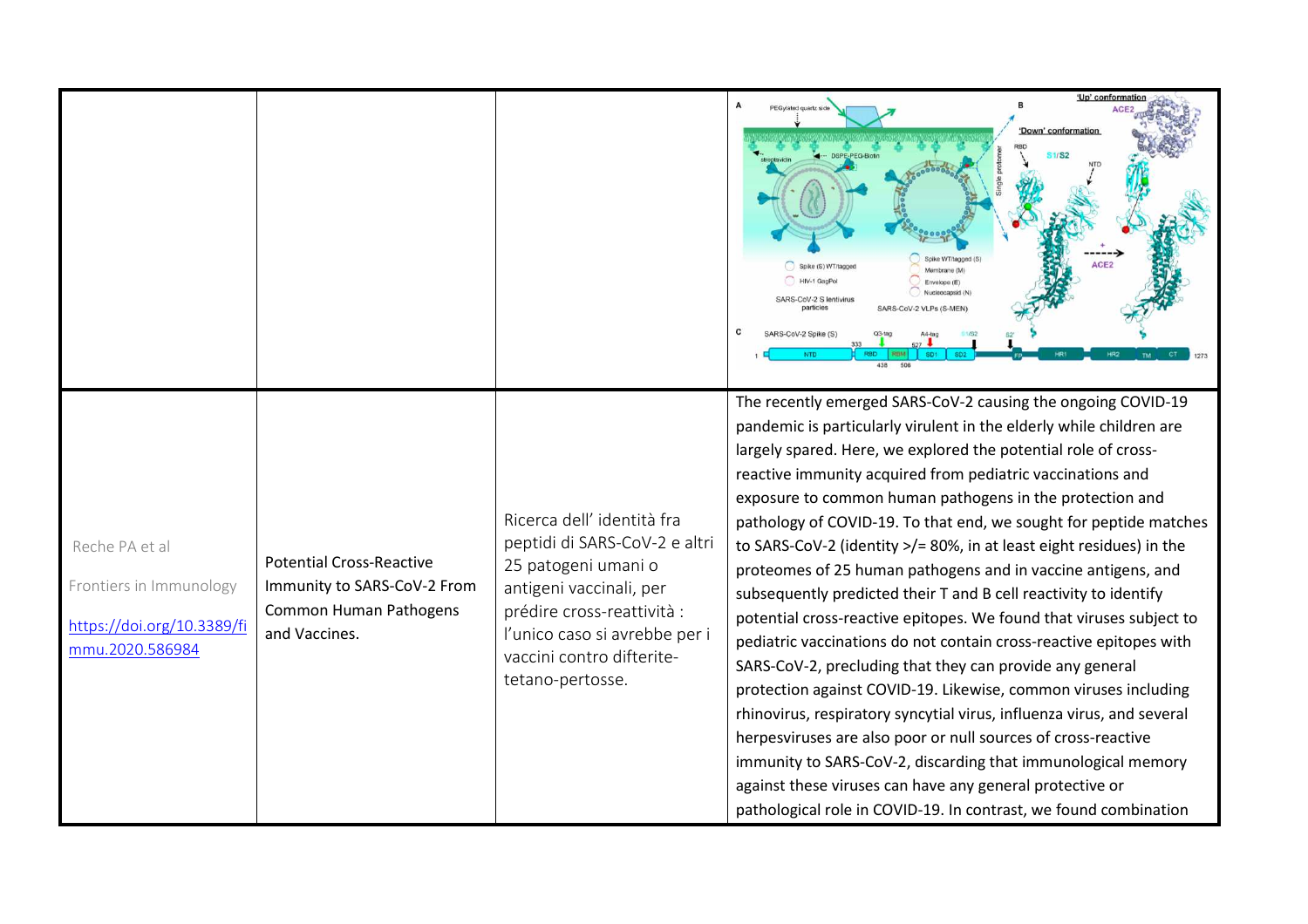| | | | |
|---|---|---|---|
| | | | |
| Reche PA et al<br><br>Frontiers in Immunology<br><br>https://doi.org/10.3389/fimmu.2020.586984 | Potential Cross-Reactive Immunity to SARS-CoV-2 From Common Human Pathogens and Vaccines. | Ricerca dell' identità fra peptidi di SARS-CoV-2 e altri 25 patogeni umani o antigeni vaccinali, per prédire cross-reattività : l'unico caso si avrebbe per i vaccini contro difterite-tetano-pertosse. | The recently emerged SARS-CoV-2 causing the ongoing COVID-19 pandemic is particularly virulent in the elderly while children are largely spared. Here, we explored the potential role of cross-reactive immunity acquired from pediatric vaccinations and exposure to common human pathogens in the protection and pathology of COVID-19. To that end, we sought for peptide matches to SARS-CoV-2 (identity >/= 80%, in at least eight residues) in the proteomes of 25 human pathogens and in vaccine antigens, and subsequently predicted their T and B cell reactivity to identify potential cross-reactive epitopes. We found that viruses subject to pediatric vaccinations do not contain cross-reactive epitopes with SARS-CoV-2, precluding that they can provide any general protection against COVID-19. Likewise, common viruses including rhinovirus, respiratory syncytial virus, influenza virus, and several herpesviruses are also poor or null sources of cross-reactive immunity to SARS-CoV-2, discarding that immunological memory against these viruses can have any general protective or pathological role in COVID-19. In contrast, we found combination |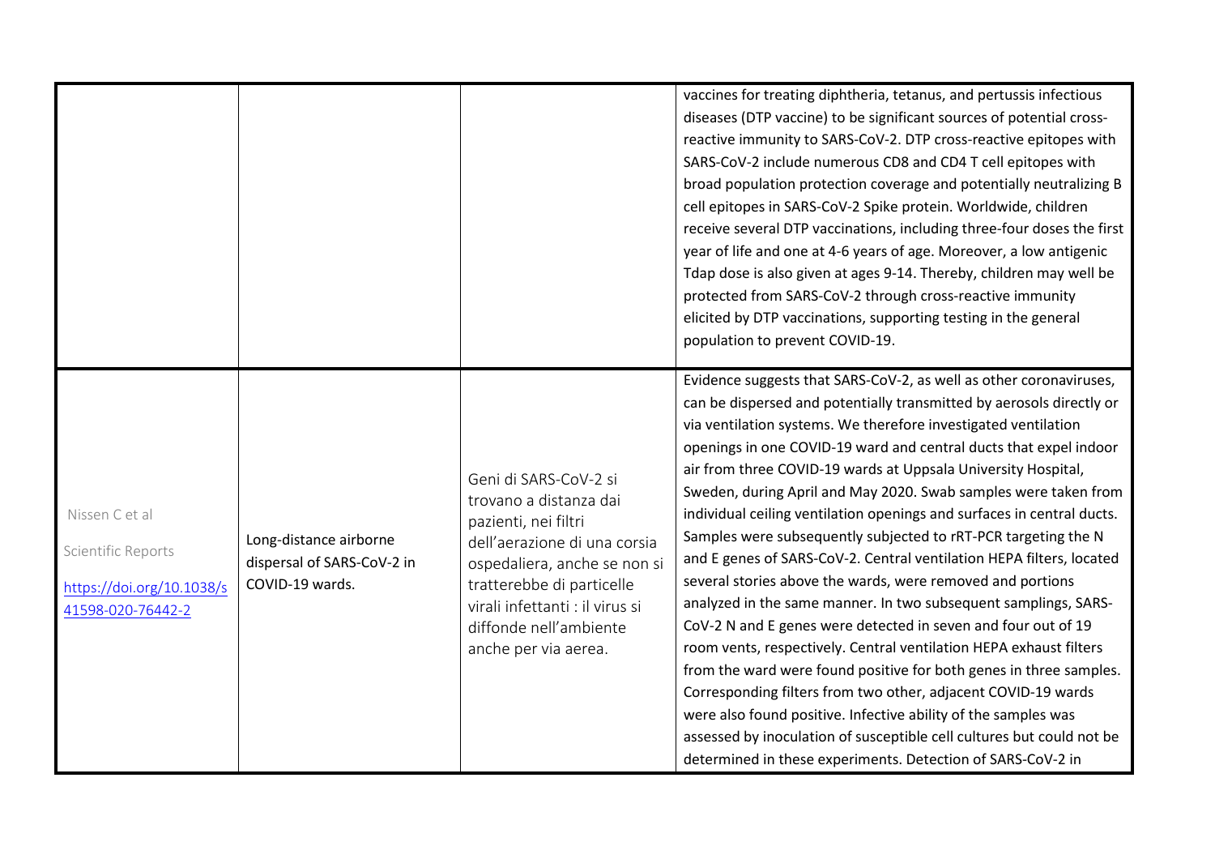| | | | |
|---|---|---|---|
| | | | vaccines for treating diphtheria, tetanus, and pertussis infectious diseases (DTP vaccine) to be significant sources of potential cross-reactive immunity to SARS-CoV-2. DTP cross-reactive epitopes with SARS-CoV-2 include numerous CD8 and CD4 T cell epitopes with broad population protection coverage and potentially neutralizing B cell epitopes in SARS-CoV-2 Spike protein. Worldwide, children receive several DTP vaccinations, including three-four doses the first year of life and one at 4-6 years of age. Moreover, a low antigenic Tdap dose is also given at ages 9-14. Thereby, children may well be protected from SARS-CoV-2 through cross-reactive immunity elicited by DTP vaccinations, supporting testing in the general population to prevent COVID-19. |
| Nissen C et al<br><br>Scientific Reports<br><br>https://doi.org/10.1038/s41598-020-76442-2 | Long-distance airborne dispersal of SARS-CoV-2 in COVID-19 wards. | Geni di SARS-CoV-2 si trovano a distanza dai pazienti, nei filtri dell'aerazione di una corsia ospedaliera, anche se non si tratterebbe di particelle virali infettanti : il virus si diffonde nell'ambiente anche per via aerea. | Evidence suggests that SARS-CoV-2, as well as other coronaviruses, can be dispersed and potentially transmitted by aerosols directly or via ventilation systems. We therefore investigated ventilation openings in one COVID-19 ward and central ducts that expel indoor air from three COVID-19 wards at Uppsala University Hospital, Sweden, during April and May 2020. Swab samples were taken from individual ceiling ventilation openings and surfaces in central ducts. Samples were subsequently subjected to rRT-PCR targeting the N and E genes of SARS-CoV-2. Central ventilation HEPA filters, located several stories above the wards, were removed and portions analyzed in the same manner. In two subsequent samplings, SARS-CoV-2 N and E genes were detected in seven and four out of 19 room vents, respectively. Central ventilation HEPA exhaust filters from the ward were found positive for both genes in three samples. Corresponding filters from two other, adjacent COVID-19 wards were also found positive. Infective ability of the samples was assessed by inoculation of susceptible cell cultures but could not be determined in these experiments. Detection of SARS-CoV-2 in |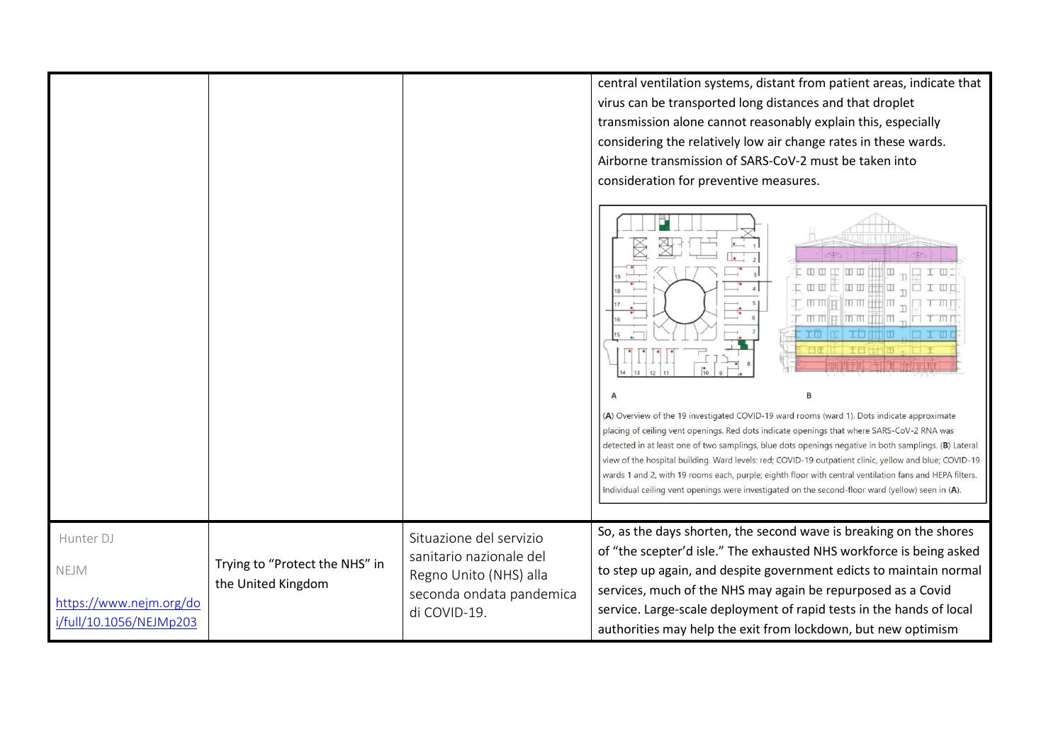| | | | |
|---|---|---|---|
| | | | central ventilation systems, distant from patient areas, indicate that virus can be transported long distances and that droplet transmission alone cannot reasonably explain this, especially considering the relatively low air change rates in these wards. Airborne transmission of SARS-CoV-2 must be taken into consideration for preventive measures.<br><br>(A) Overview of the 19 investigated COVID-19 ward rooms (ward 1). Dots indicate approximate placing of ceiling vent openings. Red dots indicate openings that where SARS-CoV-2 RNA was detected in at least one of two samplings, blue dots openings negative in both samplings. (B) Lateral view of the hospital building. Ward levels: red; COVID-19 outpatient clinic, yellow and blue; COVID-19 wards 1 and 2, with 19 rooms each, purple; eighth floor with central ventilation fans and HEPA filters. Individual ceiling vent openings were investigated on the second-floor ward (yellow) seen in (A). |
| Hunter DJ<br><br>NEJM<br><br>https://www.nejm.org/doi/full/10.1056/NEJMp203 | Trying to "Protect the NHS" in the United Kingdom | Situazione del servizio sanitario nazionale del Regno Unito (NHS) alla seconda ondata pandemica di COVID-19. | So, as the days shorten, the second wave is breaking on the shores of "the scepter'd isle." The exhausted NHS workforce is being asked to step up again, and despite government edicts to maintain normal services, much of the NHS may again be repurposed as a Covid service. Large-scale deployment of rapid tests in the hands of local authorities may help the exit from lockdown, but new optimism |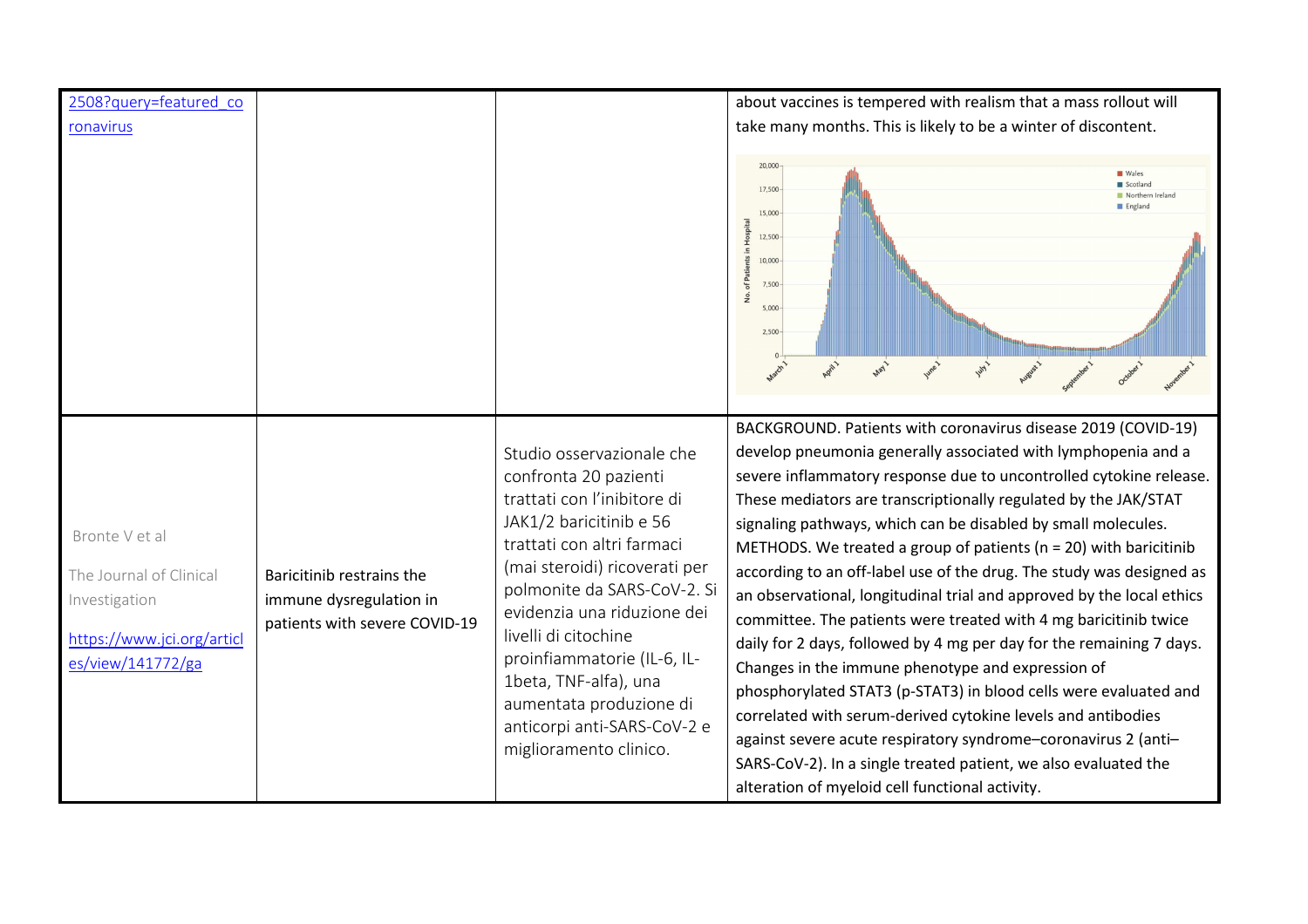| | | | |
|---|---|---|---|
| 2508?query=featured_coronavirus | | | about vaccines is tempered with realism that a mass rollout will take many months. This is likely to be a winter of discontent. |
| Bronte V et al<br><br>The Journal of Clinical Investigation<br><br>https://www.jci.org/articles/view/141772/ga | Baricitinib restrains the immune dysregulation in patients with severe COVID-19 | Studio osservazionale che confronta 20 pazienti trattati con l'inibitore di JAK1/2 baricitinib e 56 trattati con altri farmaci (mai steroidi) ricoverati per polmonite da SARS-CoV-2. Si evidenzia una riduzione dei livelli di citochine proinfiammatorie (IL-6, IL-1beta, TNF-alfa), una aumentata produzione di anticorpi anti-SARS-CoV-2 e miglioramento clinico. | BACKGROUND. Patients with coronavirus disease 2019 (COVID-19) develop pneumonia generally associated with lymphopenia and a severe inflammatory response due to uncontrolled cytokine release. These mediators are transcriptionally regulated by the JAK/STAT signaling pathways, which can be disabled by small molecules. METHODS. We treated a group of patients (n = 20) with baricitinib according to an off-label use of the drug. The study was designed as an observational, longitudinal trial and approved by the local ethics committee. The patients were treated with 4 mg baricitinib twice daily for 2 days, followed by 4 mg per day for the remaining 7 days. Changes in the immune phenotype and expression of phosphorylated STAT3 (p-STAT3) in blood cells were evaluated and correlated with serum-derived cytokine levels and antibodies against severe acute respiratory syndrome–coronavirus 2 (anti–SARS-CoV-2). In a single treated patient, we also evaluated the alteration of myeloid cell functional activity. |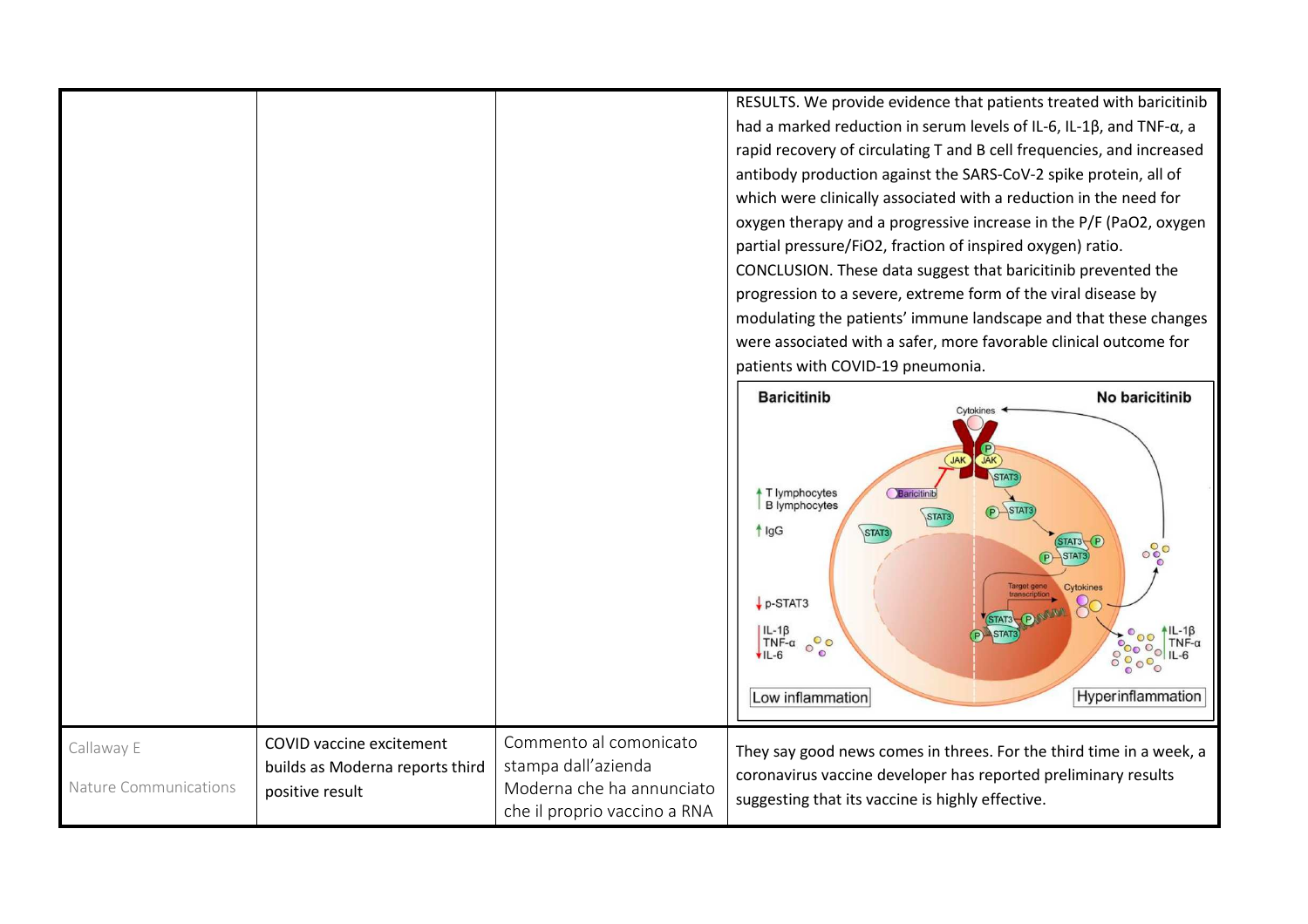| | | | |
|---|---|---|---|
| | | | RESULTS. We provide evidence that patients treated with baricitinib had a marked reduction in serum levels of IL-6, IL-1β, and TNF-α, a rapid recovery of circulating T and B cell frequencies, and increased antibody production against the SARS-CoV-2 spike protein, all of which were clinically associated with a reduction in the need for oxygen therapy and a progressive increase in the P/F ($PaO_2$, oxygen partial pressure/$FiO_2$, fraction of inspired oxygen) ratio. CONCLUSION. These data suggest that baricitinib prevented the progression to a severe, extreme form of the viral disease by modulating the patients' immune landscape and that these changes were associated with a safer, more favorable clinical outcome for patients with COVID-19 pneumonia. |
| Callaway E<br>Nature Communications | COVID vaccine excitement builds as Moderna reports third positive result | Commento al comonicato stampa dall'azienda Moderna che ha annunciato che il proprio vaccino a RNA | They say good news comes in threes. For the third time in a week, a coronavirus vaccine developer has reported preliminary results suggesting that its vaccine is highly effective. |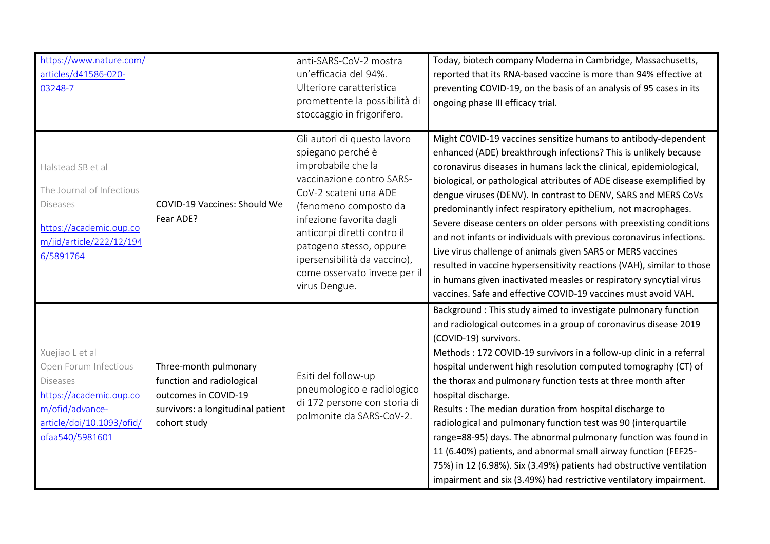| | | | |
|---|---|---|---|
| https://www.nature.com/articles/d41586-020-03248-7 | | anti-SARS-CoV-2 mostra un'efficacia del 94%. Ulteriore caratteristica promettente la possibilità di stoccaggio in frigorifero. | Today, biotech company Moderna in Cambridge, Massachusetts, reported that its RNA-based vaccine is more than 94% effective at preventing COVID-19, on the basis of an analysis of 95 cases in its ongoing phase III efficacy trial. |
| Halstead SB et al<br><br>The Journal of Infectious Diseases<br><br>https://academic.oup.com/jid/article/222/12/1946/5891764 | COVID-19 Vaccines: Should We Fear ADE? | Gli autori di questo lavoro spiegano perché è improbabile che la vaccinazione contro SARS-CoV-2 scateni una ADE (fenomeno composto da infezione favorita dagli anticorpi diretti contro il patogeno stesso, oppure ipersensibilità da vaccino), come osservato invece per il virus Dengue. | Might COVID-19 vaccines sensitize humans to antibody-dependent enhanced (ADE) breakthrough infections? This is unlikely because coronavirus diseases in humans lack the clinical, epidemiological, biological, or pathological attributes of ADE disease exemplified by dengue viruses (DENV). In contrast to DENV, SARS and MERS CoVs predominantly infect respiratory epithelium, not macrophages. Severe disease centers on older persons with preexisting conditions and not infants or individuals with previous coronavirus infections. Live virus challenge of animals given SARS or MERS vaccines resulted in vaccine hypersensitivity reactions (VAH), similar to those in humans given inactivated measles or respiratory syncytial virus vaccines. Safe and effective COVID-19 vaccines must avoid VAH. |
| Xuejiao L et al<br>Open Forum Infectious Diseases<br>https://academic.oup.com/ofid/advance-article/doi/10.1093/ofid/ofaa540/5981601 | Three-month pulmonary function and radiological outcomes in COVID-19 survivors: a longitudinal patient cohort study | Esiti del follow-up pneumologico e radiologico di 172 persone con storia di polmonite da SARS-CoV-2. | Background : This study aimed to investigate pulmonary function and radiological outcomes in a group of coronavirus disease 2019 (COVID-19) survivors.<br>Methods : 172 COVID-19 survivors in a follow-up clinic in a referral hospital underwent high resolution computed tomography (CT) of the thorax and pulmonary function tests at three month after hospital discharge.<br>Results : The median duration from hospital discharge to radiological and pulmonary function test was 90 (interquartile range=88-95) days. The abnormal pulmonary function was found in 11 (6.40%) patients, and abnormal small airway function (FEF25-75%) in 12 (6.98%). Six (3.49%) patients had obstructive ventilation impairment and six (3.49%) had restrictive ventilatory impairment. |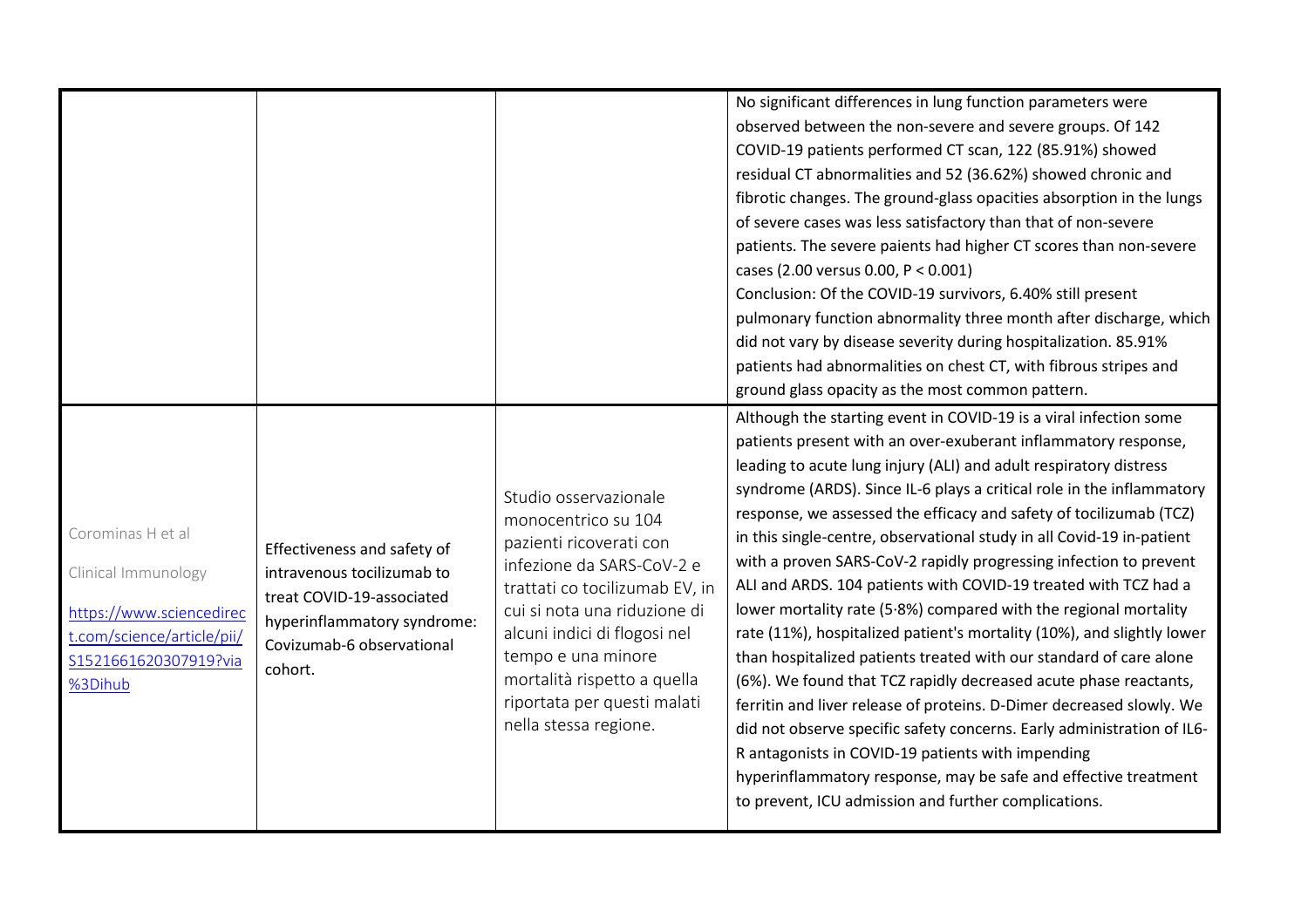| | | | |
|---|---|---|---|
| | | | No significant differences in lung function parameters were observed between the non-severe and severe groups. Of 142 COVID-19 patients performed CT scan, 122 (85.91%) showed residual CT abnormalities and 52 (36.62%) showed chronic and fibrotic changes. The ground-glass opacities absorption in the lungs of severe cases was less satisfactory than that of non-severe patients. The severe paients had higher CT scores than non-severe cases (2.00 versus 0.00, P < 0.001)<br>Conclusion: Of the COVID-19 survivors, 6.40% still present pulmonary function abnormality three month after discharge, which did not vary by disease severity during hospitalization. 85.91% patients had abnormalities on chest CT, with fibrous stripes and ground glass opacity as the most common pattern. |
| Corominas H et al<br><br>Clinical Immunology<br><br>[https://www.sciencedirect.com/science/article/pii/S1521661620307919?via%3Dihub](https://www.sciencedirect.com/science/article/pii/S1521661620307919?via%3Dihub) | Effectiveness and safety of intravenous tocilizumab to treat COVID-19-associated hyperinflammatory syndrome: Covizumab-6 observational cohort. | Studio osservazionale monocentrico su 104 pazienti ricoverati con infezione da SARS-CoV-2 e trattati co tocilizumab EV, in cui si nota una riduzione di alcuni indici di flogosi nel tempo e una minore mortalità rispetto a quella riportata per questi malati nella stessa regione. | Although the starting event in COVID-19 is a viral infection some patients present with an over-exuberant inflammatory response, leading to acute lung injury (ALI) and adult respiratory distress syndrome (ARDS). Since IL-6 plays a critical role in the inflammatory response, we assessed the efficacy and safety of tocilizumab (TCZ) in this single-centre, observational study in all Covid-19 in-patient with a proven SARS-CoV-2 rapidly progressing infection to prevent ALI and ARDS. 104 patients with COVID-19 treated with TCZ had a lower mortality rate (5·8%) compared with the regional mortality rate (11%), hospitalized patient's mortality (10%), and slightly lower than hospitalized patients treated with our standard of care alone (6%). We found that TCZ rapidly decreased acute phase reactants, ferritin and liver release of proteins. D-Dimer decreased slowly. We did not observe specific safety concerns. Early administration of IL6-R antagonists in COVID-19 patients with impending hyperinflammatory response, may be safe and effective treatment to prevent, ICU admission and further complications. |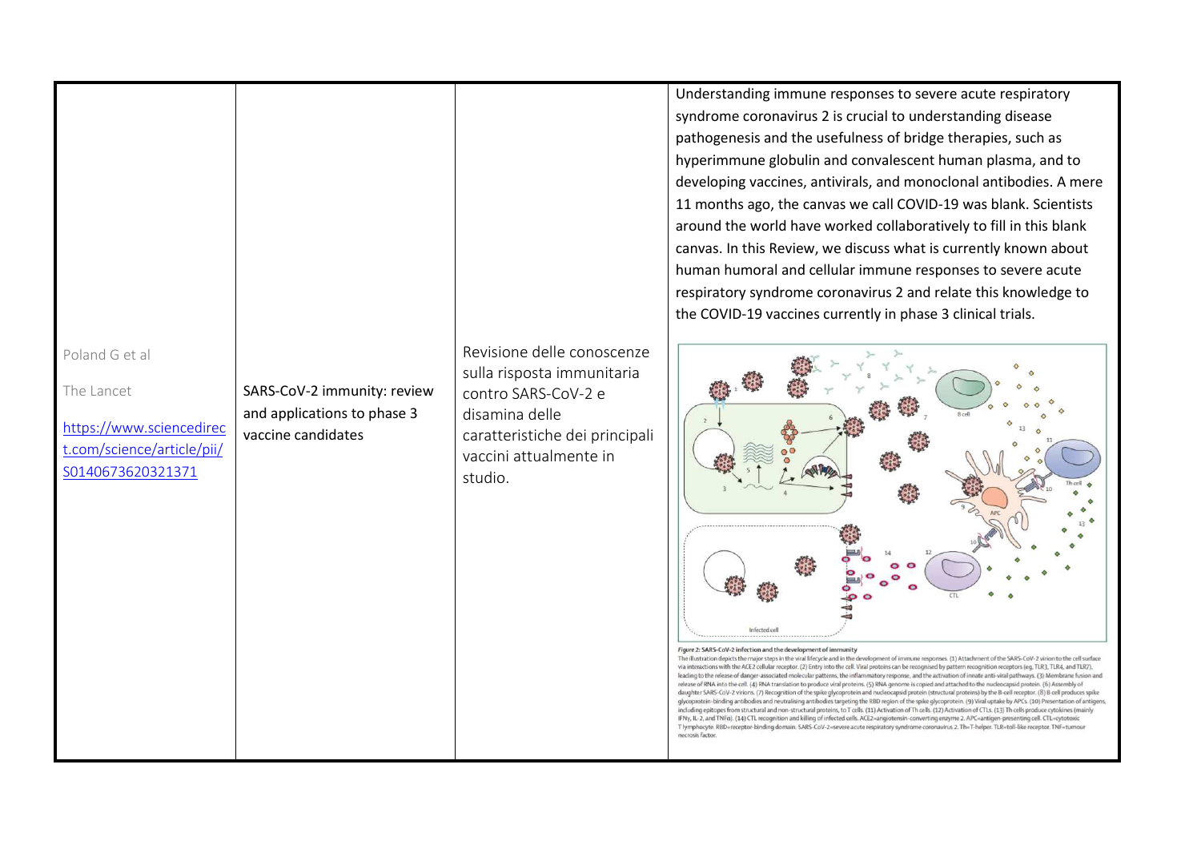| | | | |
|---|---|---|---|
| Poland G et al<br><br>The Lancet<br><br>https://www.sciencedirect.com/science/article/pii/S0140673620321371 | SARS-CoV-2 immunity: review and applications to phase 3 vaccine candidates | Revisione delle conoscenze sulla risposta immunitaria contro SARS-CoV-2 e disamina delle caratteristiche dei principali vaccini attualmente in studio. | Understanding immune responses to severe acute respiratory syndrome coronavirus 2 is crucial to understanding disease pathogenesis and the usefulness of bridge therapies, such as hyperimmune globulin and convalescent human plasma, and to developing vaccines, antivirals, and monoclonal antibodies. A mere 11 months ago, the canvas we call COVID-19 was blank. Scientists around the world have worked collaboratively to fill in this blank canvas. In this Review, we discuss what is currently known about human humoral and cellular immune responses to severe acute respiratory syndrome coronavirus 2 and relate this knowledge to the COVID-19 vaccines currently in phase 3 clinical trials.<br><br>*Figure 2:* SARS-CoV-2 infection and the development of immunity<br>The illustration depicts the major steps in the viral lifecycle and in the development of immune responses. (1) Attachment of the SARS-CoV-2 virion to the cell surface via interactions with the ACE2 cellular receptor. (2) Entry into the cell. Viral proteins can be recognised by pattern recognition receptors (eg, TLR3, TLR4, and TLR7), leading to the release of danger-associated molecular patterns, the inflammatory response, and the activation of innate anti-viral pathways. (3) Membrane fusion and release of RNA into the cell. (4) RNA translation to produce viral proteins. (5) RNA genome is copied and attached to the nucleocapsid protein. (6) Assembly of daughter SARS-CoV-2 virions. (7) Recognition of the spike glycoprotein and nucleocapsid protein (structural proteins) by the B-cell receptor. (8) B cell produces spike glycoprotein-binding antibodies and neutralising antibodies targeting the RBD region of the spike glycoprotein. (9) Viral uptake by APCs. (10) Presentation of antigens, including epitopes from structural and non-structural proteins, to T cells. (11) Activation of Th cells. (12) Activation of CTLs. (13) Th cells produce cytokines (mainly IFNγ, IL-2, and TNFα). (14) CTL recognition and killing of infected cells. ACE2=angiotensin-converting enzyme 2. APC=antigen-presenting cell. CTL=cytotoxic T lymphocyte. RBD=receptor-binding domain. SARS-CoV-2=severe acute respiratory syndrome coronavirus 2. Th=T-helper. TLR=toll-like receptor. TNF=tumour necrosis factor. |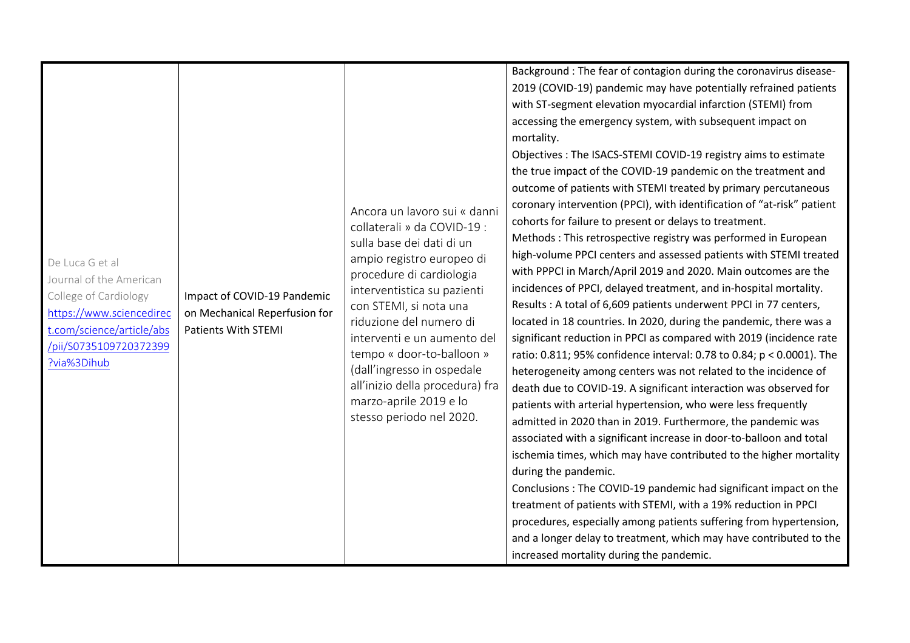| | | | |
|---|---|---|---|
| De Luca G et al<br>Journal of the American College of Cardiology<br>https://www.sciencedirect.com/science/article/abs/pii/S0735109720372399?via%3Dihub | Impact of COVID-19 Pandemic on Mechanical Reperfusion for Patients With STEMI | Ancora un lavoro sui « danni collaterali » da COVID-19 : sulla base dei dati di un ampio registro europeo di procedure di cardiologia interventistica su pazienti con STEMI, si nota una riduzione del numero di interventi e un aumento del tempo « door-to-balloon » (dall'ingresso in ospedale all'inizio della procedura) fra marzo-aprile 2019 e lo stesso periodo nel 2020. | Background : The fear of contagion during the coronavirus disease-2019 (COVID-19) pandemic may have potentially refrained patients with ST-segment elevation myocardial infarction (STEMI) from accessing the emergency system, with subsequent impact on mortality.<br>Objectives : The ISACS-STEMI COVID-19 registry aims to estimate the true impact of the COVID-19 pandemic on the treatment and outcome of patients with STEMI treated by primary percutaneous coronary intervention (PPCI), with identification of "at-risk" patient cohorts for failure to present or delays to treatment.<br>Methods : This retrospective registry was performed in European high-volume PPCI centers and assessed patients with STEMI treated with PPPCI in March/April 2019 and 2020. Main outcomes are the incidences of PPCI, delayed treatment, and in-hospital mortality.<br>Results : A total of 6,609 patients underwent PPCI in 77 centers, located in 18 countries. In 2020, during the pandemic, there was a significant reduction in PPCI as compared with 2019 (incidence rate ratio: 0.811; 95% confidence interval: 0.78 to 0.84; $p < 0.0001$). The heterogeneity among centers was not related to the incidence of death due to COVID-19. A significant interaction was observed for patients with arterial hypertension, who were less frequently admitted in 2020 than in 2019. Furthermore, the pandemic was associated with a significant increase in door-to-balloon and total ischemia times, which may have contributed to the higher mortality during the pandemic.<br>Conclusions : The COVID-19 pandemic had significant impact on the treatment of patients with STEMI, with a 19% reduction in PPCI procedures, especially among patients suffering from hypertension, and a longer delay to treatment, which may have contributed to the increased mortality during the pandemic. |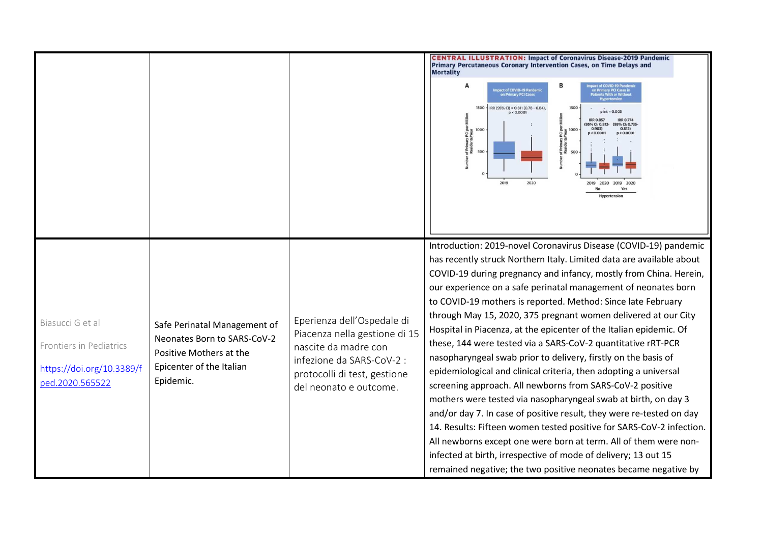| | | | |
|---|---|---|---|
| | | | **CENTRAL ILLUSTRATION: Impact of Coronavirus Disease-2019 Pandemic Primary Percutaneous Coronary Intervention Cases, on Time Delays and Mortality** |
| Biasucci G et al<br><br>Frontiers in Pediatrics<br><br>[https://doi.org/10.3389/fped.2020.565522](https://doi.org/10.3389/fped.2020.565522) | Safe Perinatal Management of Neonates Born to SARS-CoV-2 Positive Mothers at the Epicenter of the Italian Epidemic. | Eperienza dell'Ospedale di Piacenza nella gestione di 15 nascite da madre con infezione da SARS-CoV-2 : protocolli di test, gestione del neonato e outcome. | Introduction: 2019-novel Coronavirus Disease (COVID-19) pandemic has recently struck Northern Italy. Limited data are available about COVID-19 during pregnancy and infancy, mostly from China. Herein, our experience on a safe perinatal management of neonates born to COVID-19 mothers is reported. Method: Since late February through May 15, 2020, 375 pregnant women delivered at our City Hospital in Piacenza, at the epicenter of the Italian epidemic. Of these, 144 were tested via a SARS-CoV-2 quantitative rRT-PCR nasopharyngeal swab prior to delivery, firstly on the basis of epidemiological and clinical criteria, then adopting a universal screening approach. All newborns from SARS-CoV-2 positive mothers were tested via nasopharyngeal swab at birth, on day 3 and/or day 7. In case of positive result, they were re-tested on day 14. Results: Fifteen women tested positive for SARS-CoV-2 infection. All newborns except one were born at term. All of them were non-infected at birth, irrespective of mode of delivery; 13 out 15 remained negative; the two positive neonates became negative by |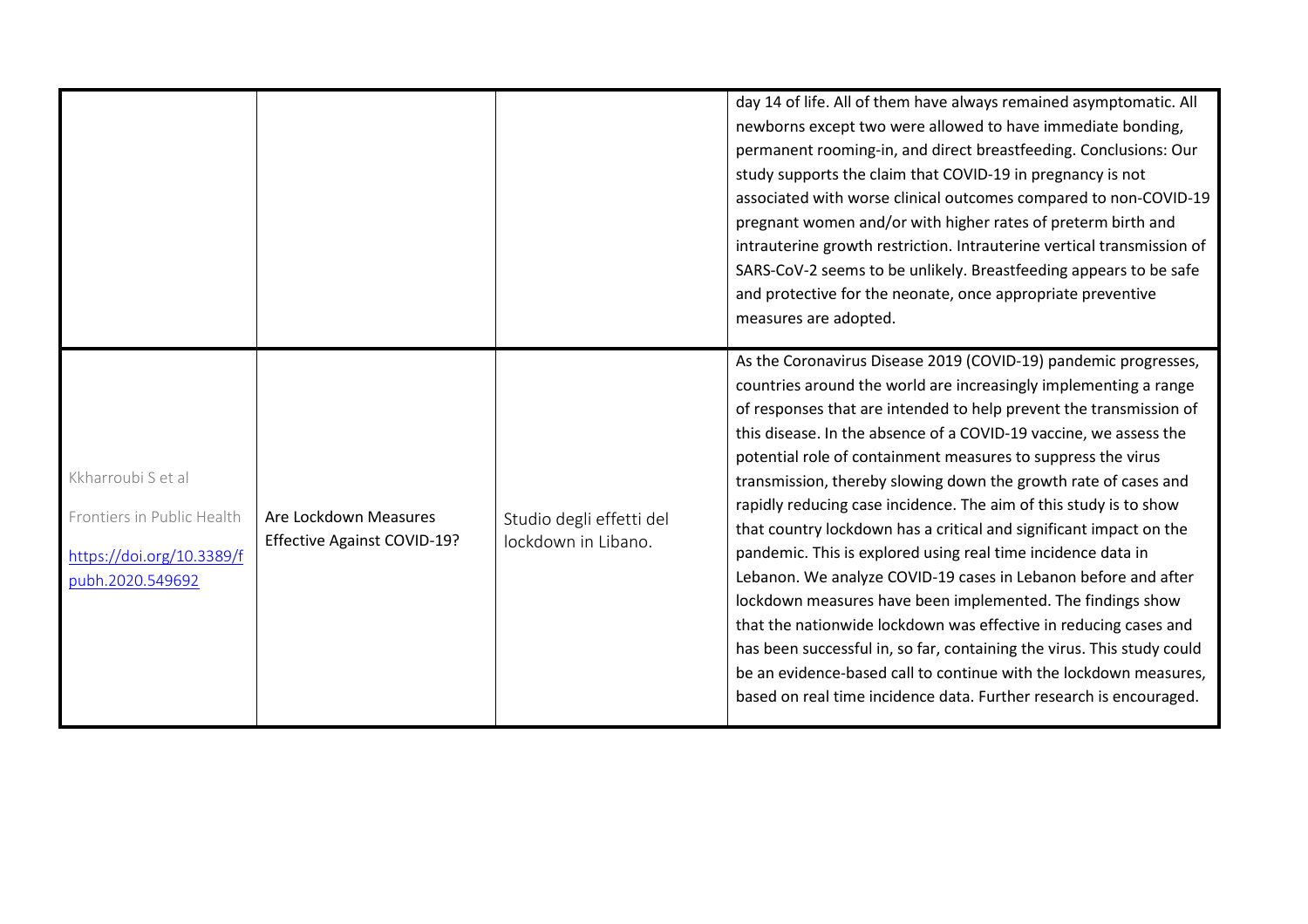| | | | |
|---|---|---|---|
| | | | day 14 of life. All of them have always remained asymptomatic. All newborns except two were allowed to have immediate bonding, permanent rooming-in, and direct breastfeeding. Conclusions: Our study supports the claim that COVID-19 in pregnancy is not associated with worse clinical outcomes compared to non-COVID-19 pregnant women and/or with higher rates of preterm birth and intrauterine growth restriction. Intrauterine vertical transmission of SARS-CoV-2 seems to be unlikely. Breastfeeding appears to be safe and protective for the neonate, once appropriate preventive measures are adopted. |
| Kkharroubi S et al<br><br>Frontiers in Public Health<br><br>https://doi.org/10.3389/fpubh.2020.549692 | Are Lockdown Measures Effective Against COVID-19? | Studio degli effetti del lockdown in Libano. | As the Coronavirus Disease 2019 (COVID-19) pandemic progresses, countries around the world are increasingly implementing a range of responses that are intended to help prevent the transmission of this disease. In the absence of a COVID-19 vaccine, we assess the potential role of containment measures to suppress the virus transmission, thereby slowing down the growth rate of cases and rapidly reducing case incidence. The aim of this study is to show that country lockdown has a critical and significant impact on the pandemic. This is explored using real time incidence data in Lebanon. We analyze COVID-19 cases in Lebanon before and after lockdown measures have been implemented. The findings show that the nationwide lockdown was effective in reducing cases and has been successful in, so far, containing the virus. This study could be an evidence-based call to continue with the lockdown measures, based on real time incidence data. Further research is encouraged. |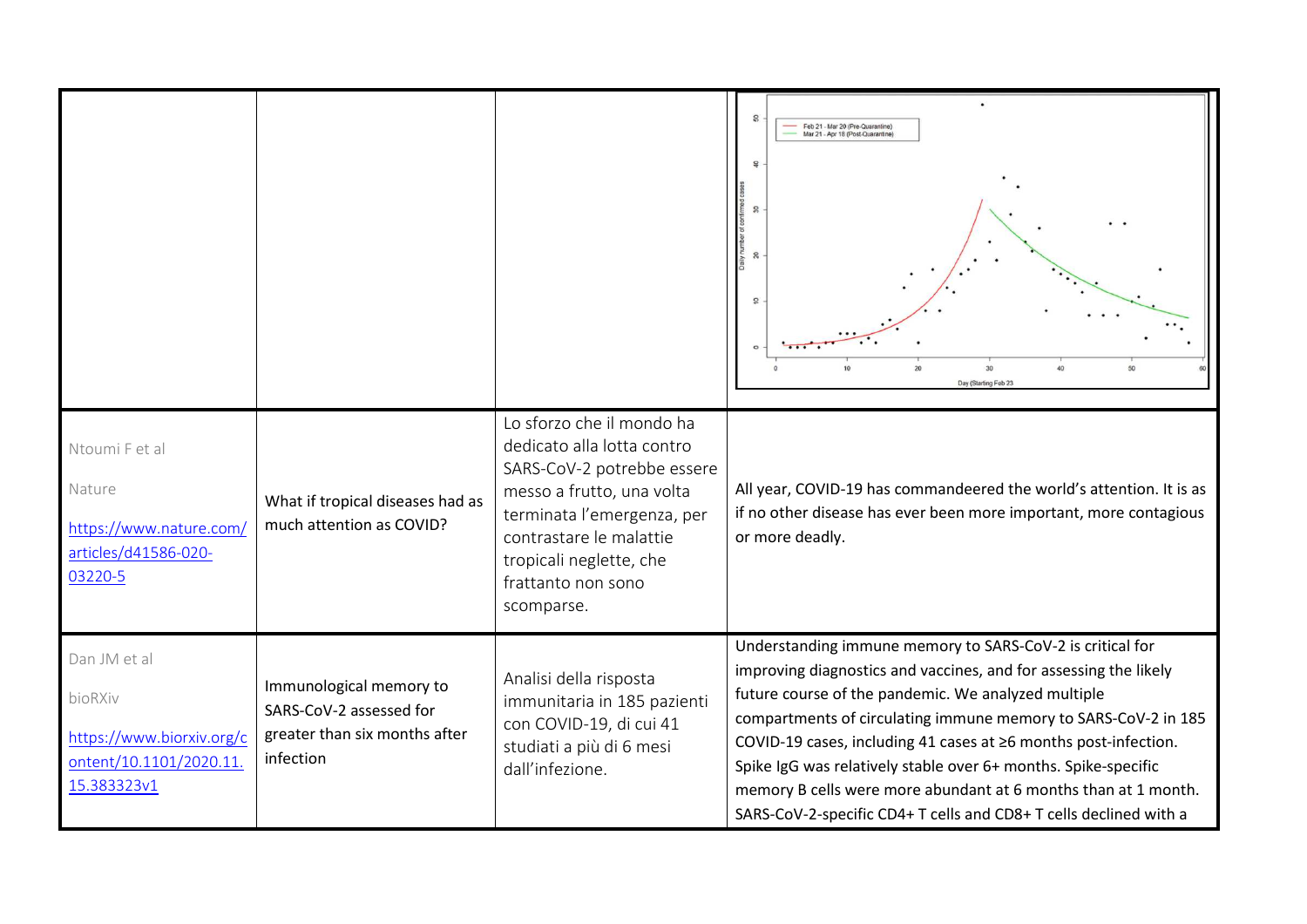| | | | |
|---|---|---|---|
| | | | |
| Ntoumi F et al<br><br>Nature<br><br>https://www.nature.com/articles/d41586-020-03220-5 | What if tropical diseases had as much attention as COVID? | Lo sforzo che il mondo ha dedicato alla lotta contro SARS-CoV-2 potrebbe essere messo a frutto, una volta terminata l'emergenza, per contrastare le malattie tropicali neglette, che frattanto non sono scomparse. | All year, COVID-19 has commandeered the world's attention. It is as if no other disease has ever been more important, more contagious or more deadly. |
| Dan JM et al<br><br>bioRXiv<br><br>https://www.biorxiv.org/content/10.1101/2020.11.15.383323v1 | Immunological memory to SARS-CoV-2 assessed for greater than six months after infection | Analisi della risposta immunitaria in 185 pazienti con COVID-19, di cui 41 studiati a più di 6 mesi dall'infezione. | Understanding immune memory to SARS-CoV-2 is critical for improving diagnostics and vaccines, and for assessing the likely future course of the pandemic. We analyzed multiple compartments of circulating immune memory to SARS-CoV-2 in 185 COVID-19 cases, including 41 cases at ≥6 months post-infection. Spike IgG was relatively stable over 6+ months. Spike-specific memory B cells were more abundant at 6 months than at 1 month. SARS-CoV-2-specific CD4+ T cells and CD8+ T cells declined with a |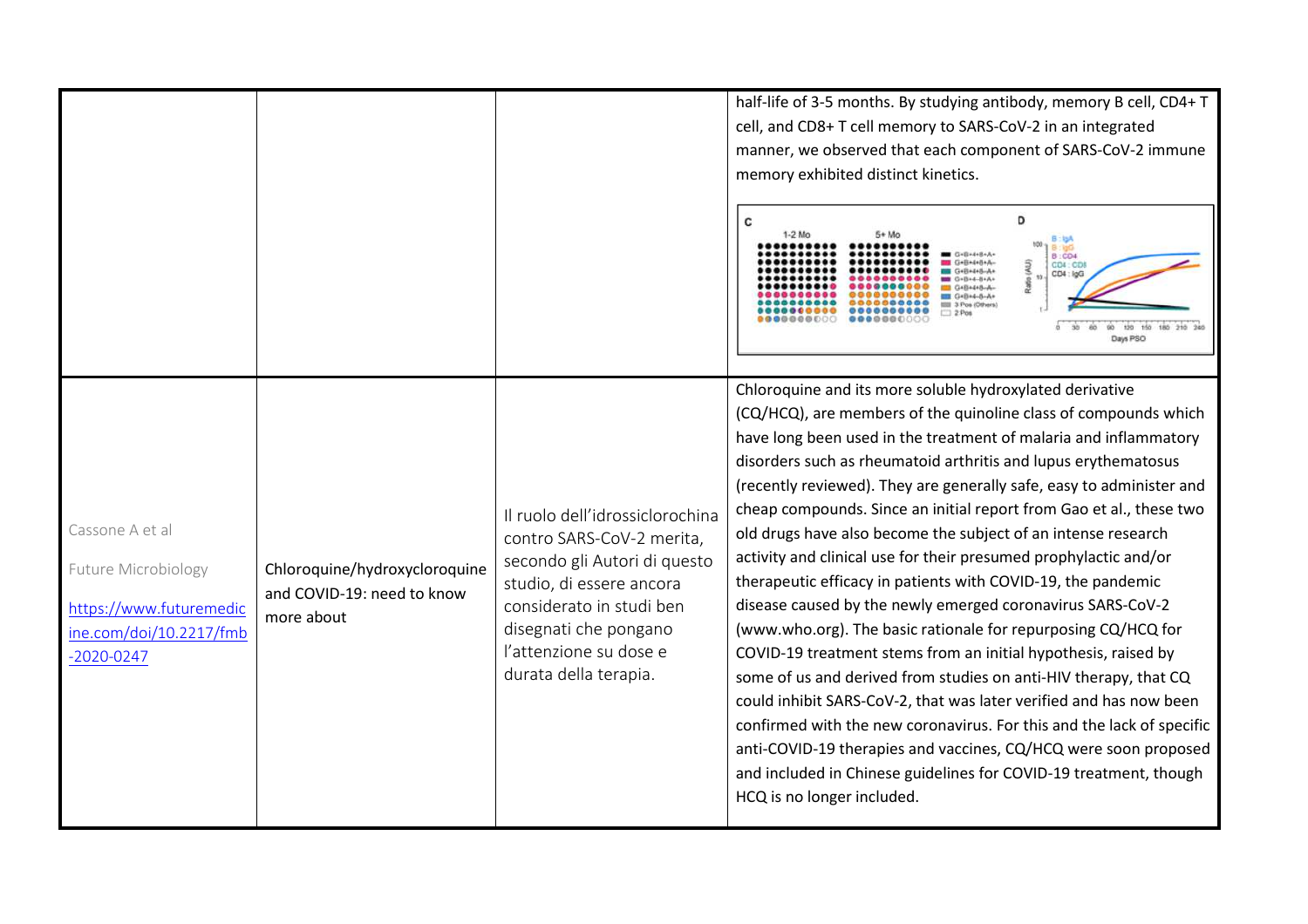| | | | |
|---|---|---|---|
| | | | half-life of 3-5 months. By studying antibody, memory B cell, CD4+ T cell, and CD8+ T cell memory to SARS-CoV-2 in an integrated manner, we observed that each component of SARS-CoV-2 immune memory exhibited distinct kinetics. |
| Cassone A et al<br><br>Future Microbiology<br><br>https://www.futuremedicine.com/doi/10.2217/fmb-2020-0247 | Chloroquine/hydroxycloroquine and COVID-19: need to know more about | Il ruolo dell'idrossiclorochina contro SARS-CoV-2 merita, secondo gli Autori di questo studio, di essere ancora considerato in studi ben disegnati che pongano l'attenzione su dose e durata della terapia. | Chloroquine and its more soluble hydroxylated derivative (CQ/HCQ), are members of the quinoline class of compounds which have long been used in the treatment of malaria and inflammatory disorders such as rheumatoid arthritis and lupus erythematosus (recently reviewed). They are generally safe, easy to administer and cheap compounds. Since an initial report from Gao et al., these two old drugs have also become the subject of an intense research activity and clinical use for their presumed prophylactic and/or therapeutic efficacy in patients with COVID-19, the pandemic disease caused by the newly emerged coronavirus SARS-CoV-2 (www.who.org). The basic rationale for repurposing CQ/HCQ for COVID-19 treatment stems from an initial hypothesis, raised by some of us and derived from studies on anti-HIV therapy, that CQ could inhibit SARS-CoV-2, that was later verified and has now been confirmed with the new coronavirus. For this and the lack of specific anti-COVID-19 therapies and vaccines, CQ/HCQ were soon proposed and included in Chinese guidelines for COVID-19 treatment, though HCQ is no longer included. |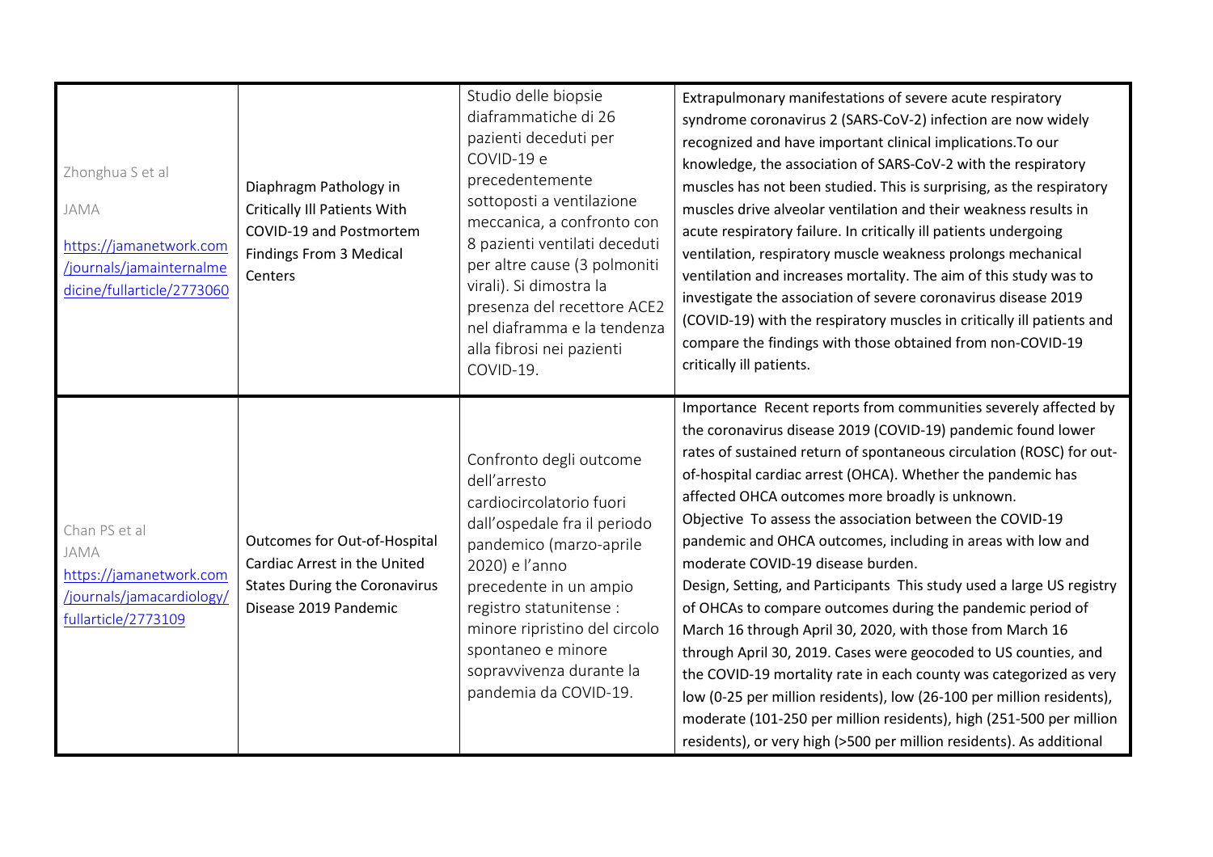| | | | |
|---|---|---|---|
| Zhonghua S et al<br><br>JAMA<br><br>https://jamanetwork.com/journals/jamainternalmedicine/fullarticle/2773060 | Diaphragm Pathology in Critically Ill Patients With COVID-19 and Postmortem Findings From 3 Medical Centers | Studio delle biopsie diaframmatiche di 26 pazienti deceduti per COVID-19 e precedentemente sottoposti a ventilazione meccanica, a confronto con 8 pazienti ventilati deceduti per altre cause (3 polmoniti virali). Si dimostra la presenza del recettore ACE2 nel diaframma e la tendenza alla fibrosi nei pazienti COVID-19. | Extrapulmonary manifestations of severe acute respiratory syndrome coronavirus 2 (SARS-CoV-2) infection are now widely recognized and have important clinical implications.To our knowledge, the association of SARS-CoV-2 with the respiratory muscles has not been studied. This is surprising, as the respiratory muscles drive alveolar ventilation and their weakness results in acute respiratory failure. In critically ill patients undergoing ventilation, respiratory muscle weakness prolongs mechanical ventilation and increases mortality. The aim of this study was to investigate the association of severe coronavirus disease 2019 (COVID-19) with the respiratory muscles in critically ill patients and compare the findings with those obtained from non-COVID-19 critically ill patients. |
| Chan PS et al<br><br>JAMA<br><br>https://jamanetwork.com/journals/jamacardiology/fullarticle/2773109 | Outcomes for Out-of-Hospital Cardiac Arrest in the United States During the Coronavirus Disease 2019 Pandemic | Confronto degli outcome dell'arresto cardiocircolatorio fuori dall'ospedale fra il periodo pandemico (marzo-aprile 2020) e l'anno precedente in un ampio registro statunitense : minore ripristino del circolo spontaneo e minore sopravvivenza durante la pandemia da COVID-19. | Importance Recent reports from communities severely affected by the coronavirus disease 2019 (COVID-19) pandemic found lower rates of sustained return of spontaneous circulation (ROSC) for out-of-hospital cardiac arrest (OHCA). Whether the pandemic has affected OHCA outcomes more broadly is unknown.<br>Objective To assess the association between the COVID-19 pandemic and OHCA outcomes, including in areas with low and moderate COVID-19 disease burden.<br>Design, Setting, and Participants This study used a large US registry of OHCAs to compare outcomes during the pandemic period of March 16 through April 30, 2020, with those from March 16 through April 30, 2019. Cases were geocoded to US counties, and the COVID-19 mortality rate in each county was categorized as very low (0-25 per million residents), low (26-100 per million residents), moderate (101-250 per million residents), high (251-500 per million residents), or very high (>500 per million residents). As additional |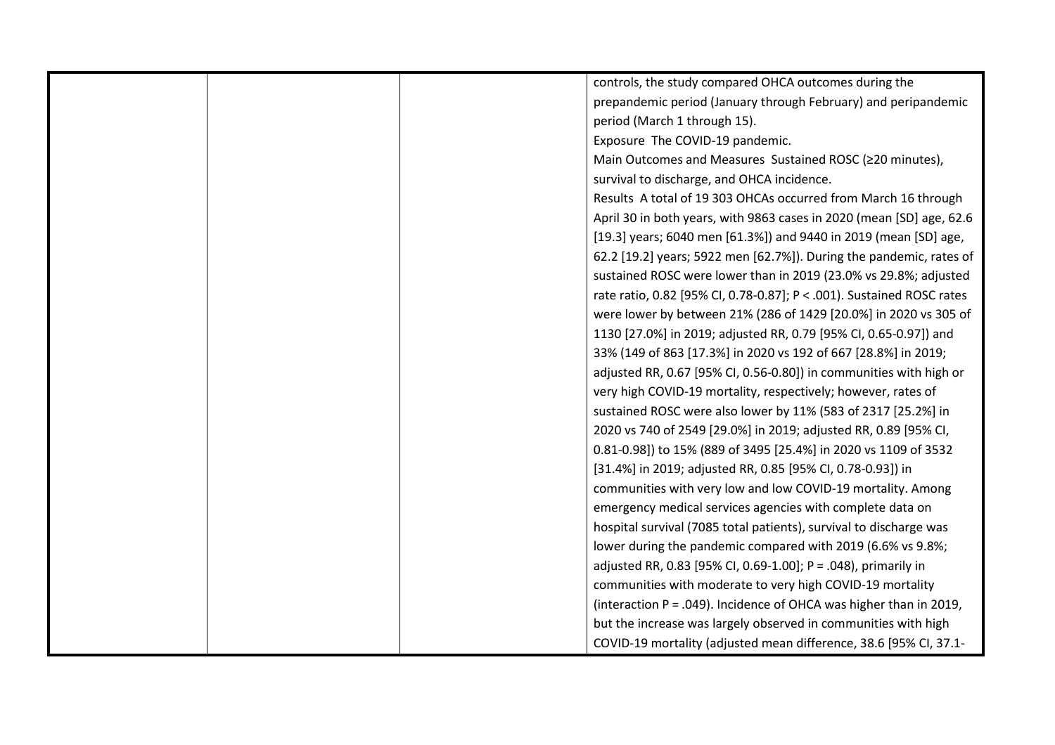|  |  |  | controls, the study compared OHCA outcomes during the prepandemic period (January through February) and peripandemic period (March 1 through 15).<br>Exposure The COVID-19 pandemic.<br>Main Outcomes and Measures Sustained ROSC (≥20 minutes), survival to discharge, and OHCA incidence.<br>Results A total of 19 303 OHCAs occurred from March 16 through April 30 in both years, with 9863 cases in 2020 (mean [SD] age, 62.6 [19.3] years; 6040 men [61.3%]) and 9440 in 2019 (mean [SD] age, 62.2 [19.2] years; 5922 men [62.7%]). During the pandemic, rates of sustained ROSC were lower than in 2019 (23.0% vs 29.8%; adjusted rate ratio, 0.82 [95% CI, 0.78-0.87]; $P < .001$). Sustained ROSC rates were lower by between 21% (286 of 1429 [20.0%] in 2020 vs 305 of 1130 [27.0%] in 2019; adjusted RR, 0.79 [95% CI, 0.65-0.97]) and 33% (149 of 863 [17.3%] in 2020 vs 192 of 667 [28.8%] in 2019; adjusted RR, 0.67 [95% CI, 0.56-0.80]) in communities with high or very high COVID-19 mortality, respectively; however, rates of sustained ROSC were also lower by 11% (583 of 2317 [25.2%] in 2020 vs 740 of 2549 [29.0%] in 2019; adjusted RR, 0.89 [95% CI, 0.81-0.98]) to 15% (889 of 3495 [25.4%] in 2020 vs 1109 of 3532 [31.4%] in 2019; adjusted RR, 0.85 [95% CI, 0.78-0.93]) in communities with very low and low COVID-19 mortality. Among emergency medical services agencies with complete data on hospital survival (7085 total patients), survival to discharge was lower during the pandemic compared with 2019 (6.6% vs 9.8%; adjusted RR, 0.83 [95% CI, 0.69-1.00]; $P = .048$), primarily in communities with moderate to very high COVID-19 mortality (interaction $P = .049$). Incidence of OHCA was higher than in 2019, but the increase was largely observed in communities with high COVID-19 mortality (adjusted mean difference, 38.6 [95% CI, 37.1- |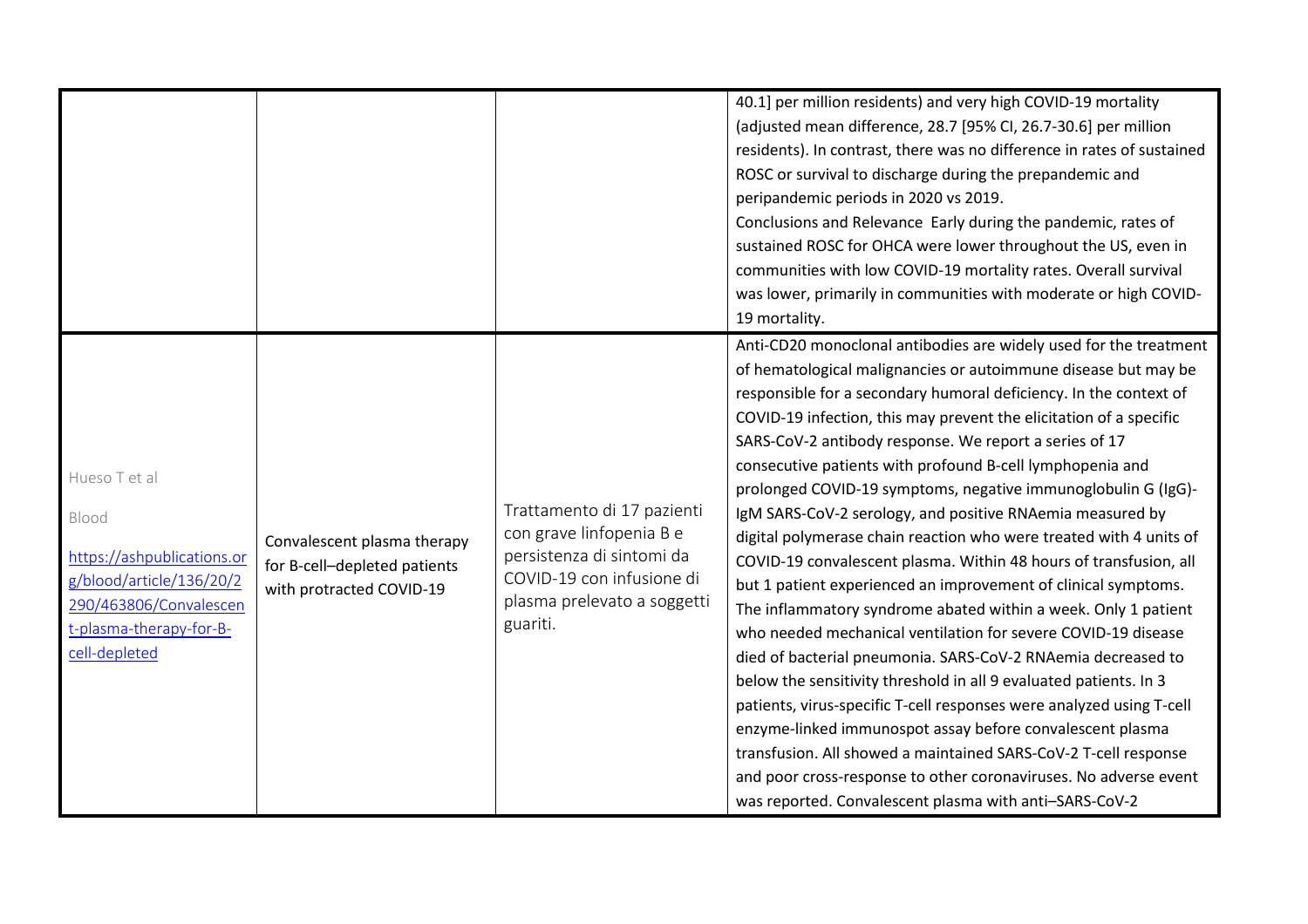| | | | |
|---|---|---|---|
| | | | 40.1] per million residents) and very high COVID-19 mortality (adjusted mean difference, 28.7 [95% CI, 26.7-30.6] per million residents). In contrast, there was no difference in rates of sustained ROSC or survival to discharge during the prepandemic and peripandemic periods in 2020 vs 2019. Conclusions and Relevance Early during the pandemic, rates of sustained ROSC for OHCA were lower throughout the US, even in communities with low COVID-19 mortality rates. Overall survival was lower, primarily in communities with moderate or high COVID-19 mortality. |
| Hueso T et al<br><br>Blood<br><br>[https://ashpublications.org/blood/article/136/20/2290/463806/Convalescent-plasma-therapy-for-B-cell-depleted](https://ashpublications.org/blood/article/136/20/2290/463806/Convalescent-plasma-therapy-for-B-cell-depleted) | Convalescent plasma therapy for B-cell–depleted patients with protracted COVID-19 | Trattamento di 17 pazienti con grave linfopenia B e persistenza di sintomi da COVID-19 con infusione di plasma prelevato a soggetti guariti. | Anti-CD20 monoclonal antibodies are widely used for the treatment of hematological malignancies or autoimmune disease but may be responsible for a secondary humoral deficiency. In the context of COVID-19 infection, this may prevent the elicitation of a specific SARS-CoV-2 antibody response. We report a series of 17 consecutive patients with profound B-cell lymphopenia and prolonged COVID-19 symptoms, negative immunoglobulin G (IgG)-IgM SARS-CoV-2 serology, and positive RNAemia measured by digital polymerase chain reaction who were treated with 4 units of COVID-19 convalescent plasma. Within 48 hours of transfusion, all but 1 patient experienced an improvement of clinical symptoms. The inflammatory syndrome abated within a week. Only 1 patient who needed mechanical ventilation for severe COVID-19 disease died of bacterial pneumonia. SARS-CoV-2 RNAemia decreased to below the sensitivity threshold in all 9 evaluated patients. In 3 patients, virus-specific T-cell responses were analyzed using T-cell enzyme-linked immunospot assay before convalescent plasma transfusion. All showed a maintained SARS-CoV-2 T-cell response and poor cross-response to other coronaviruses. No adverse event was reported. Convalescent plasma with anti–SARS-CoV-2 |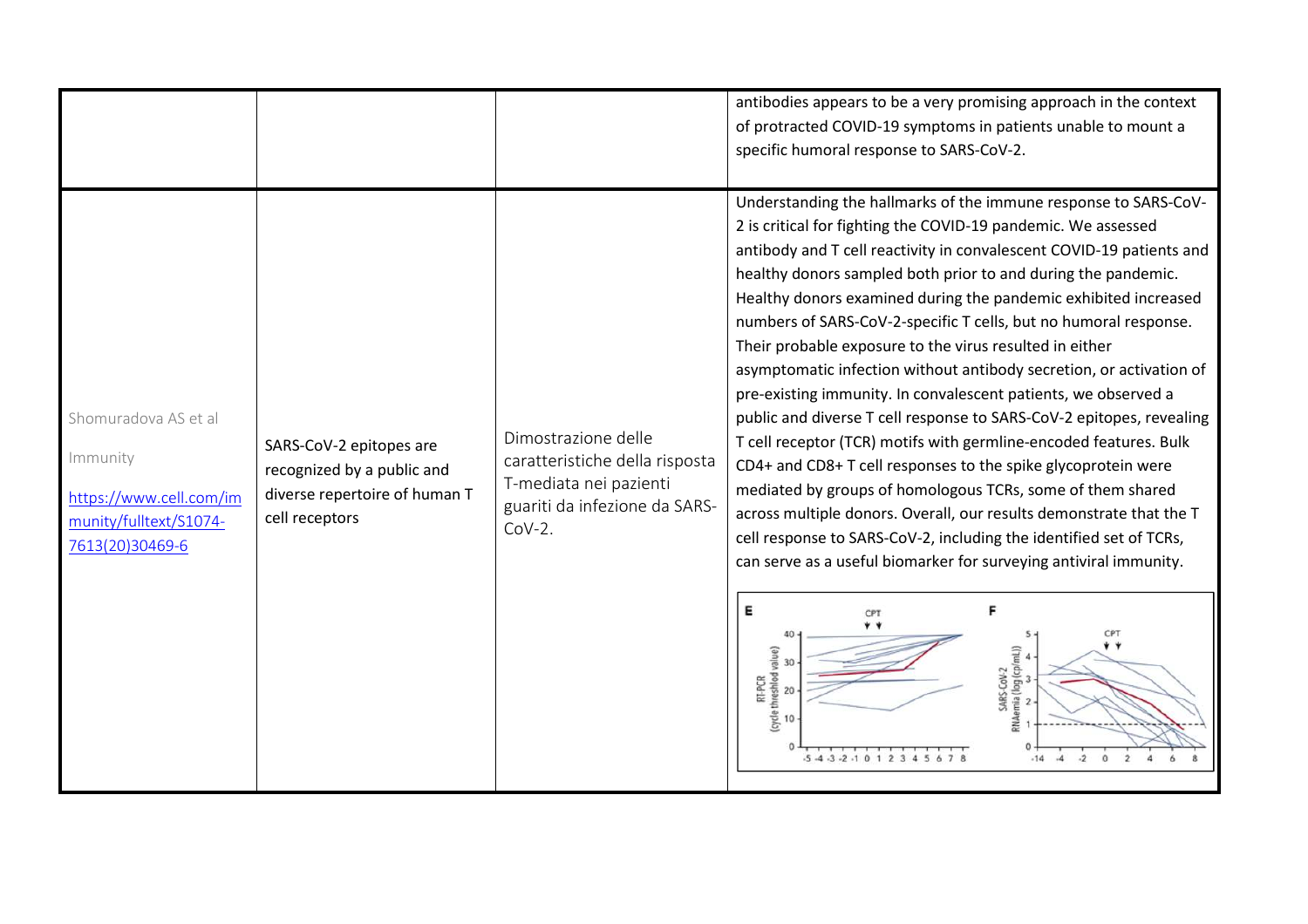| | | | |
|---|---|---|---|
| | | | antibodies appears to be a very promising approach in the context of protracted COVID-19 symptoms in patients unable to mount a specific humoral response to SARS-CoV-2. |
| Shomuradova AS et al<br><br>Immunity<br><br>[https://www.cell.com/immunity/fulltext/S1074-7613(20)30469-6](https://www.cell.com/immunity/fulltext/S1074-7613(20)30469-6) | SARS-CoV-2 epitopes are recognized by a public and diverse repertoire of human T cell receptors | Dimostrazione delle caratteristiche della risposta T-mediata nei pazienti guariti da infezione da SARS-CoV-2. | Understanding the hallmarks of the immune response to SARS-CoV-2 is critical for fighting the COVID-19 pandemic. We assessed antibody and T cell reactivity in convalescent COVID-19 patients and healthy donors sampled both prior to and during the pandemic. Healthy donors examined during the pandemic exhibited increased numbers of SARS-CoV-2-specific T cells, but no humoral response. Their probable exposure to the virus resulted in either asymptomatic infection without antibody secretion, or activation of pre-existing immunity. In convalescent patients, we observed a public and diverse T cell response to SARS-CoV-2 epitopes, revealing T cell receptor (TCR) motifs with germline-encoded features. Bulk CD4+ and CD8+ T cell responses to the spike glycoprotein were mediated by groups of homologous TCRs, some of them shared across multiple donors. Overall, our results demonstrate that the T cell response to SARS-CoV-2, including the identified set of TCRs, can serve as a useful biomarker for surveying antiviral immunity. |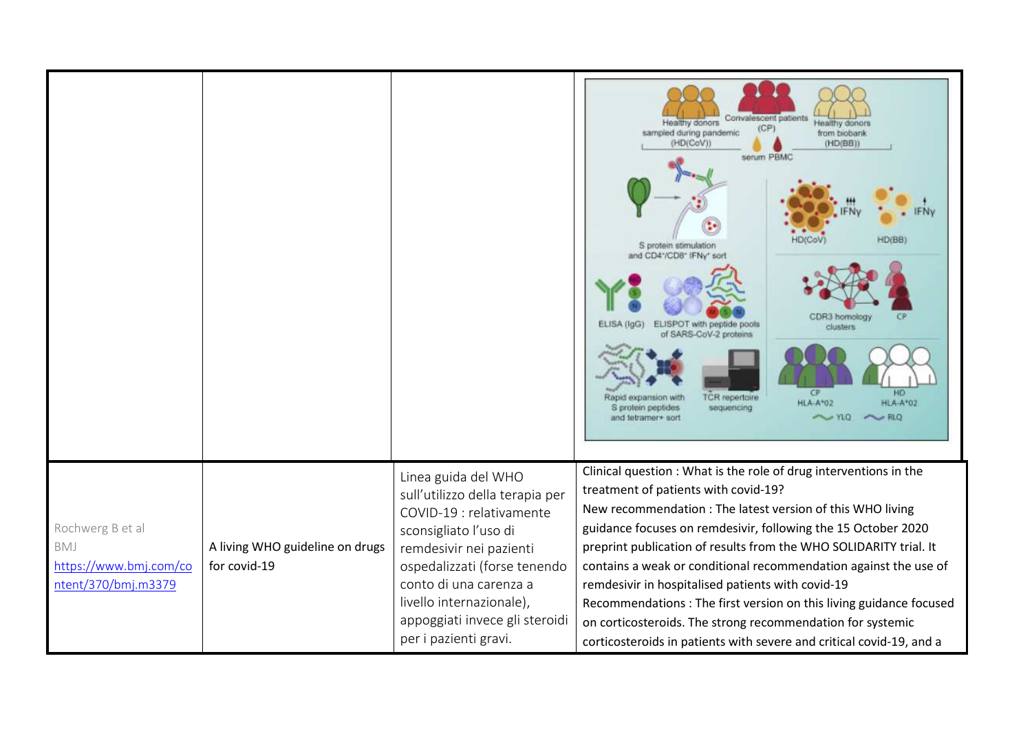| | | | |
|---|---|---|---|
| | | | |
| Rochwerg B et al<br>BMJ<br>https://www.bmj.com/content/370/bmj.m3379 | A living WHO guideline on drugs for covid-19 | Linea guida del WHO sull'utilizzo della terapia per COVID-19 : relativamente sconsigliato l'uso di remdesivir nei pazienti ospedalizzati (forse tenendo conto di una carenza a livello internazionale), appoggiati invece gli steroidi per i pazienti gravi. | Clinical question : What is the role of drug interventions in the treatment of patients with covid-19?<br>New recommendation : The latest version of this WHO living guidance focuses on remdesivir, following the 15 October 2020 preprint publication of results from the WHO SOLIDARITY trial. It contains a weak or conditional recommendation against the use of remdesivir in hospitalised patients with covid-19<br>Recommendations : The first version on this living guidance focused on corticosteroids. The strong recommendation for systemic corticosteroids in patients with severe and critical covid-19, and a |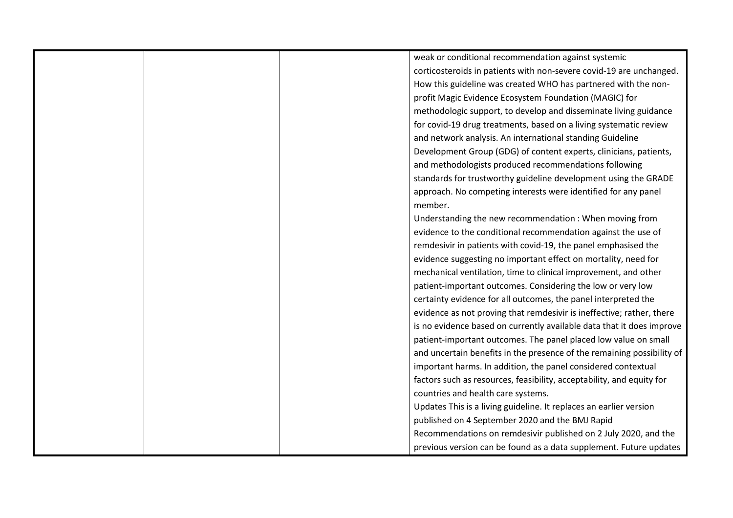| | | | |
|---|---|---|---|
| | | | weak or conditional recommendation against systemic corticosteroids in patients with non-severe covid-19 are unchanged. How this guideline was created WHO has partnered with the non-profit Magic Evidence Ecosystem Foundation (MAGIC) for methodologic support, to develop and disseminate living guidance for covid-19 drug treatments, based on a living systematic review and network analysis. An international standing Guideline Development Group (GDG) of content experts, clinicians, patients, and methodologists produced recommendations following standards for trustworthy guideline development using the GRADE approach. No competing interests were identified for any panel member.<br>Understanding the new recommendation : When moving from evidence to the conditional recommendation against the use of remdesivir in patients with covid-19, the panel emphasised the evidence suggesting no important effect on mortality, need for mechanical ventilation, time to clinical improvement, and other patient-important outcomes. Considering the low or very low certainty evidence for all outcomes, the panel interpreted the evidence as not proving that remdesivir is ineffective; rather, there is no evidence based on currently available data that it does improve patient-important outcomes. The panel placed low value on small and uncertain benefits in the presence of the remaining possibility of important harms. In addition, the panel considered contextual factors such as resources, feasibility, acceptability, and equity for countries and health care systems.<br>Updates This is a living guideline. It replaces an earlier version published on 4 September 2020 and the BMJ Rapid Recommendations on remdesivir published on 2 July 2020, and the previous version can be found as a data supplement. Future updates |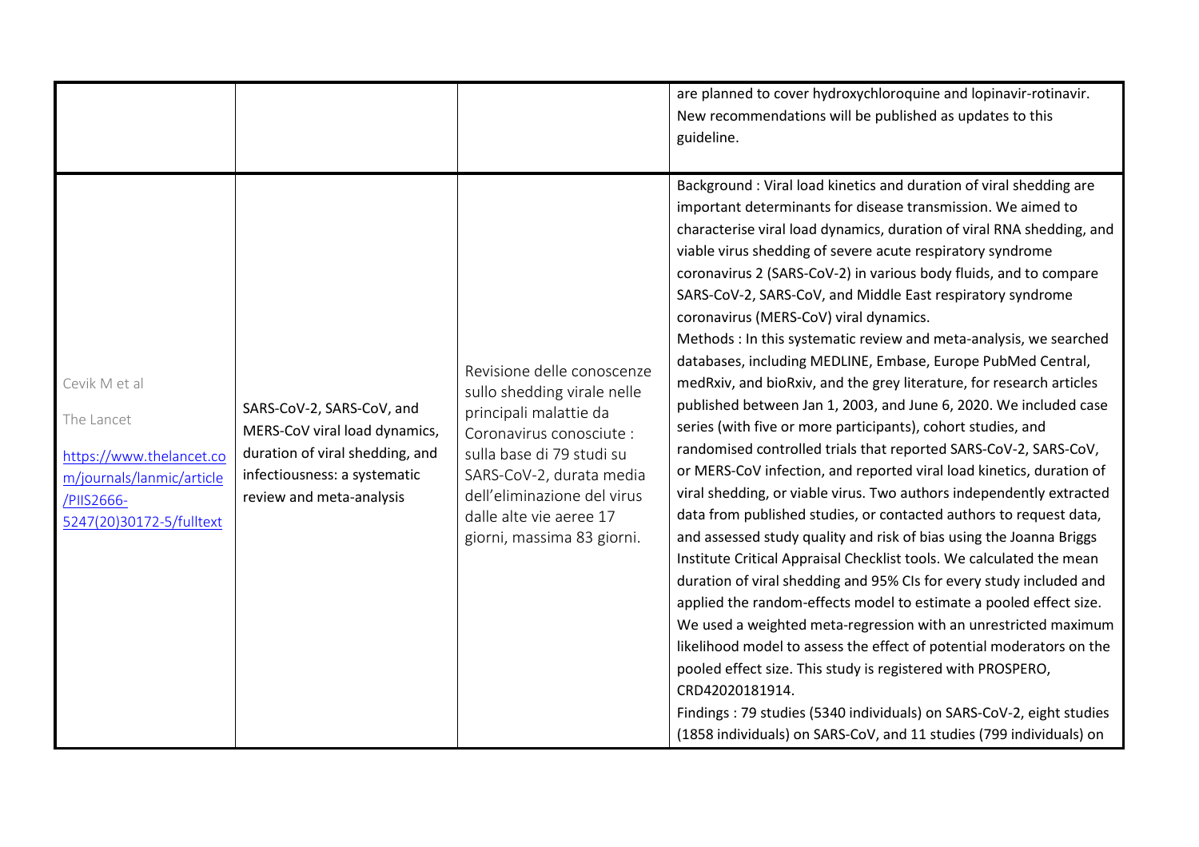| | | | |
|---|---|---|---|
| | | | are planned to cover hydroxychloroquine and lopinavir-rotinavir. New recommendations will be published as updates to this guideline. |
| Cevik M et al<br><br>The Lancet<br><br>https://www.thelancet.com/journals/lanmic/article/PIIS2666-5247(20)30172-5/fulltext | SARS-CoV-2, SARS-CoV, and MERS-CoV viral load dynamics, duration of viral shedding, and infectiousness: a systematic review and meta-analysis | Revisione delle conoscenze sullo shedding virale nelle principali malattie da Coronavirus conosciute : sulla base di 79 studi su SARS-CoV-2, durata media dell'eliminazione del virus dalle alte vie aeree 17 giorni, massima 83 giorni. | Background : Viral load kinetics and duration of viral shedding are important determinants for disease transmission. We aimed to characterise viral load dynamics, duration of viral RNA shedding, and viable virus shedding of severe acute respiratory syndrome coronavirus 2 (SARS-CoV-2) in various body fluids, and to compare SARS-CoV-2, SARS-CoV, and Middle East respiratory syndrome coronavirus (MERS-CoV) viral dynamics.<br>Methods : In this systematic review and meta-analysis, we searched databases, including MEDLINE, Embase, Europe PubMed Central, medRxiv, and bioRxiv, and the grey literature, for research articles published between Jan 1, 2003, and June 6, 2020. We included case series (with five or more participants), cohort studies, and randomised controlled trials that reported SARS-CoV-2, SARS-CoV, or MERS-CoV infection, and reported viral load kinetics, duration of viral shedding, or viable virus. Two authors independently extracted data from published studies, or contacted authors to request data, and assessed study quality and risk of bias using the Joanna Briggs Institute Critical Appraisal Checklist tools. We calculated the mean duration of viral shedding and 95% CIs for every study included and applied the random-effects model to estimate a pooled effect size. We used a weighted meta-regression with an unrestricted maximum likelihood model to assess the effect of potential moderators on the pooled effect size. This study is registered with PROSPERO, CRD42020181914.<br>Findings : 79 studies (5340 individuals) on SARS-CoV-2, eight studies (1858 individuals) on SARS-CoV, and 11 studies (799 individuals) on |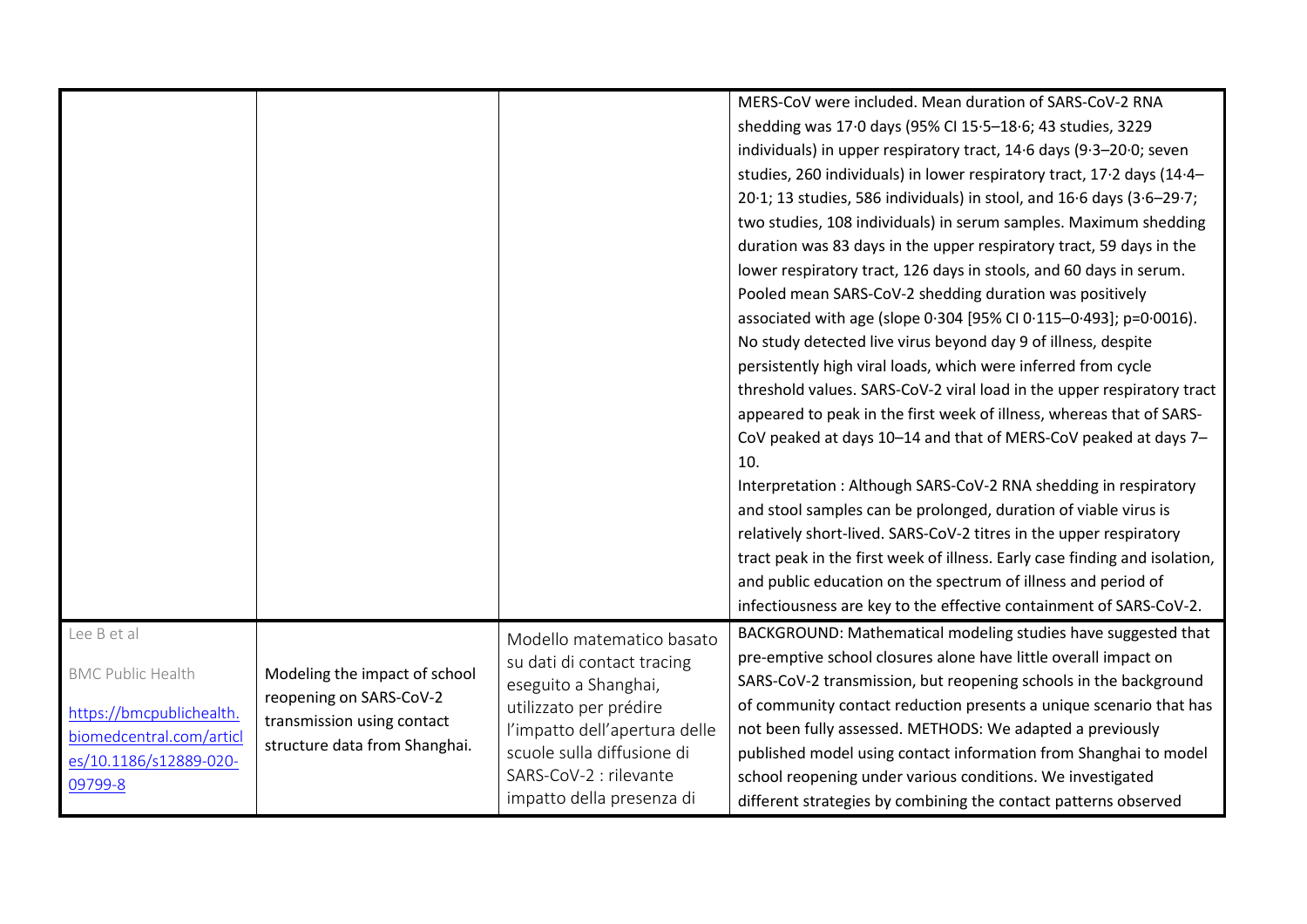| | | | |
|---|---|---|---|
| | | | MERS-CoV were included. Mean duration of SARS-CoV-2 RNA shedding was 17·0 days (95% CI 15·5–18·6; 43 studies, 3229 individuals) in upper respiratory tract, 14·6 days (9·3–20·0; seven studies, 260 individuals) in lower respiratory tract, 17·2 days (14·4–20·1; 13 studies, 586 individuals) in stool, and 16·6 days (3·6–29·7; two studies, 108 individuals) in serum samples. Maximum shedding duration was 83 days in the upper respiratory tract, 59 days in the lower respiratory tract, 126 days in stools, and 60 days in serum. Pooled mean SARS-CoV-2 shedding duration was positively associated with age (slope 0·304 [95% CI 0·115–0·493]; p=0·0016). No study detected live virus beyond day 9 of illness, despite persistently high viral loads, which were inferred from cycle threshold values. SARS-CoV-2 viral load in the upper respiratory tract appeared to peak in the first week of illness, whereas that of SARS-CoV peaked at days 10–14 and that of MERS-CoV peaked at days 7–10.<br>Interpretation : Although SARS-CoV-2 RNA shedding in respiratory and stool samples can be prolonged, duration of viable virus is relatively short-lived. SARS-CoV-2 titres in the upper respiratory tract peak in the first week of illness. Early case finding and isolation, and public education on the spectrum of illness and period of infectiousness are key to the effective containment of SARS-CoV-2. |
| Lee B et al<br>BMC Public Health<br>https://bmcpublichealth.biomedcentral.com/articles/10.1186/s12889-020-09799-8 | Modeling the impact of school reopening on SARS-CoV-2 transmission using contact structure data from Shanghai. | Modello matematico basato su dati di contact tracing eseguito a Shanghai, utilizzato per prédire l'impatto dell'apertura delle scuole sulla diffusione di SARS-CoV-2 : rilevante impatto della presenza di | BACKGROUND: Mathematical modeling studies have suggested that pre-emptive school closures alone have little overall impact on SARS-CoV-2 transmission, but reopening schools in the background of community contact reduction presents a unique scenario that has not been fully assessed. METHODS: We adapted a previously published model using contact information from Shanghai to model school reopening under various conditions. We investigated different strategies by combining the contact patterns observed |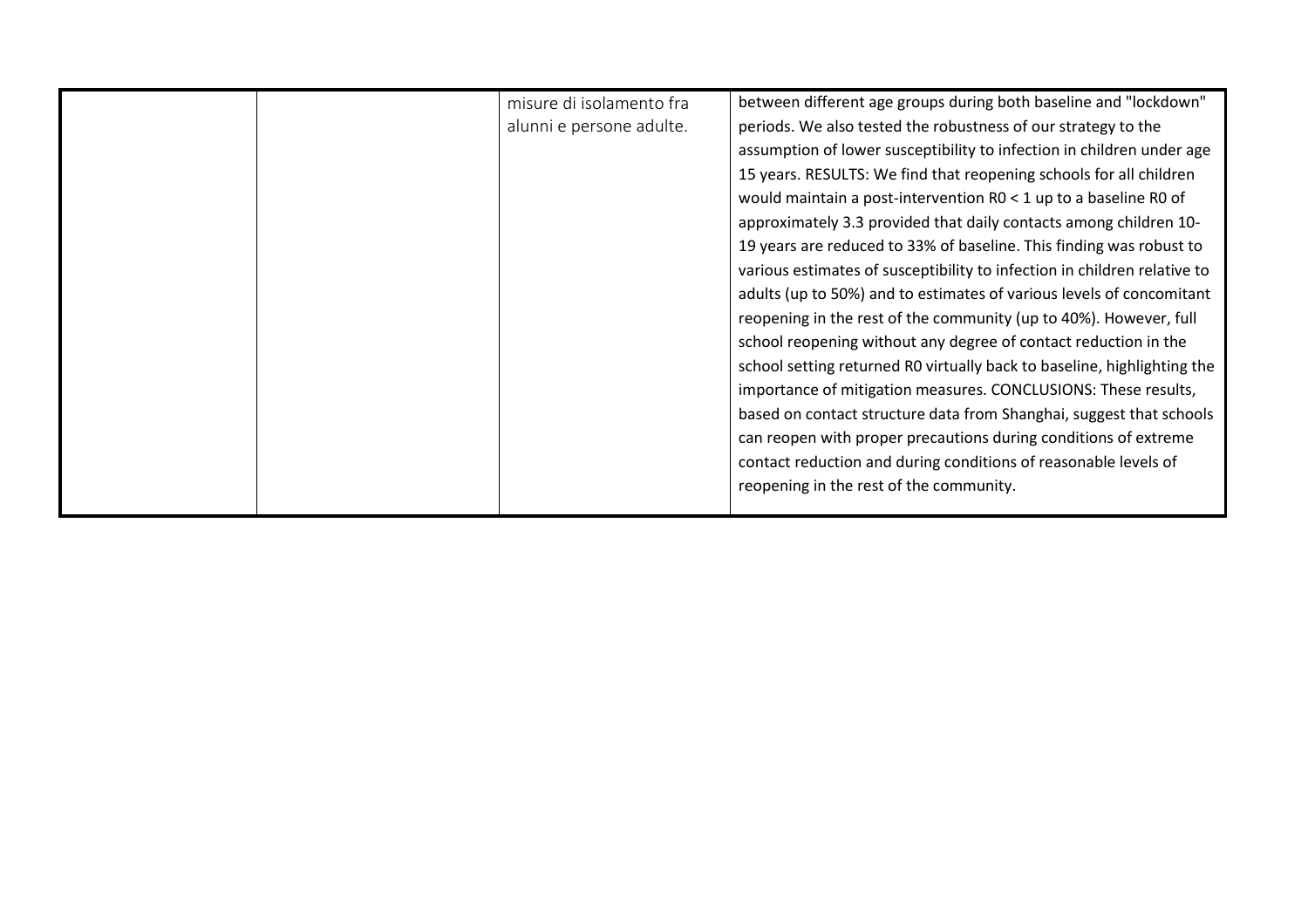|  |  |  |  |
|---|---|---|---|
|  |  | misure di isolamento fra alunni e persone adulte. | between different age groups during both baseline and "lockdown" periods. We also tested the robustness of our strategy to the assumption of lower susceptibility to infection in children under age 15 years. RESULTS: We find that reopening schools for all children would maintain a post-intervention R0 < 1 up to a baseline R0 of approximately 3.3 provided that daily contacts among children 10-19 years are reduced to 33% of baseline. This finding was robust to various estimates of susceptibility to infection in children relative to adults (up to 50%) and to estimates of various levels of concomitant reopening in the rest of the community (up to 40%). However, full school reopening without any degree of contact reduction in the school setting returned R0 virtually back to baseline, highlighting the importance of mitigation measures. CONCLUSIONS: These results, based on contact structure data from Shanghai, suggest that schools can reopen with proper precautions during conditions of extreme contact reduction and during conditions of reasonable levels of reopening in the rest of the community. |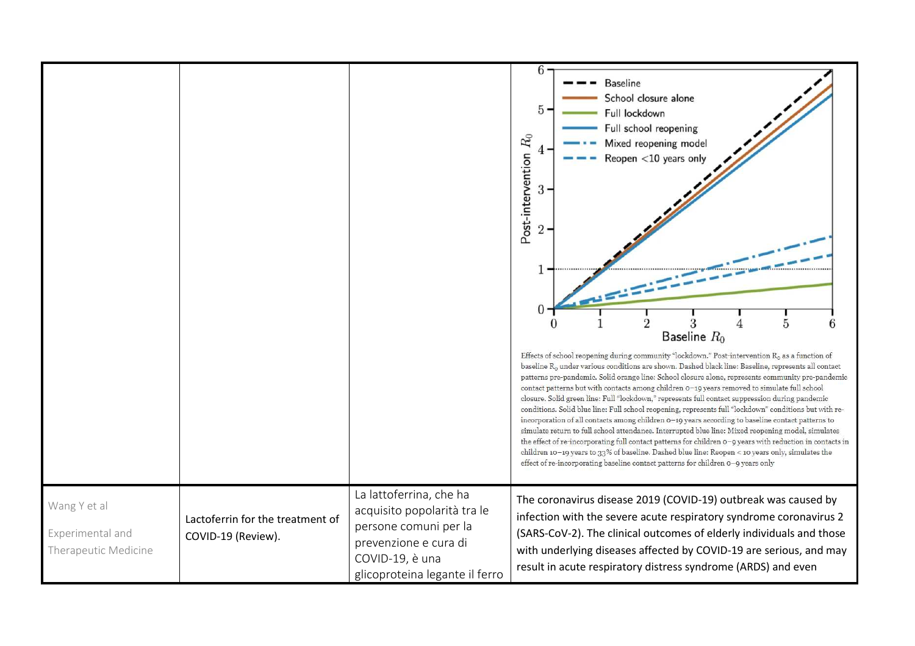| | | | |
|---|---|---|---|
| | | | Effects of school reopening during community "lockdown." Post-intervention $R_0$ as a function of baseline $R_0$ under various conditions are shown. Dashed black line: Baseline, represents all contact patterns pre-pandemic. Solid orange line: School closure alone, represents community pre-pandemic contact patterns but with contacts among children 0–19 years removed to simulate full school closure. Solid green line: Full "lockdown," represents full contact suppression during pandemic conditions. Solid blue line: Full school reopening, represents full "lockdown" conditions but with re-incorporation of all contacts among children 0–19 years according to baseline contact patterns to simulate return to full school attendance. Interrupted blue line: Mixed reopening model, simulates the effect of re-incorporating full contact patterns for children 0–9 years with reduction in contacts in children 10–19 years to 33% of baseline. Dashed blue line: Reopen < 10 years only, simulates the effect of re-incorporating baseline contact patterns for children 0–9 years only |
| Wang Y et al<br><br>Experimental and Therapeutic Medicine | Lactoferrin for the treatment of COVID-19 (Review). | La lattoferrina, che ha acquisito popolarità tra le persone comuni per la prevenzione e cura di COVID-19, è una glicoproteina legante il ferro | The coronavirus disease 2019 (COVID-19) outbreak was caused by infection with the severe acute respiratory syndrome coronavirus 2 (SARS-CoV-2). The clinical outcomes of elderly individuals and those with underlying diseases affected by COVID-19 are serious, and may result in acute respiratory distress syndrome (ARDS) and even |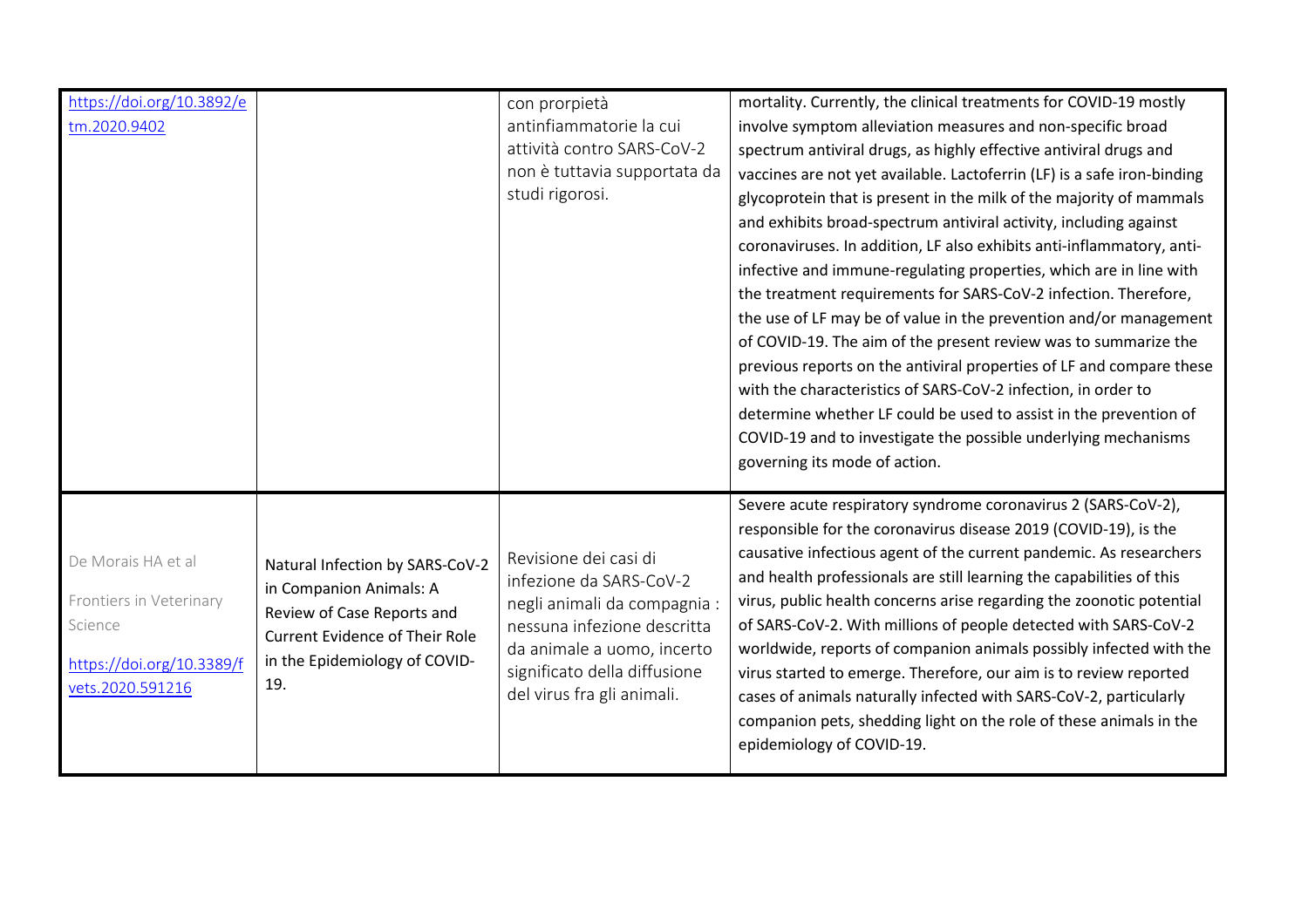| | | | |
|---|---|---|---|
| https://doi.org/10.3892/etm.2020.9402 | | con proprietà antinfiammatorie la cui attività contro SARS-CoV-2 non è tuttavia supportata da studi rigorosi. | mortality. Currently, the clinical treatments for COVID-19 mostly involve symptom alleviation measures and non-specific broad spectrum antiviral drugs, as highly effective antiviral drugs and vaccines are not yet available. Lactoferrin (LF) is a safe iron-binding glycoprotein that is present in the milk of the majority of mammals and exhibits broad-spectrum antiviral activity, including against coronaviruses. In addition, LF also exhibits anti-inflammatory, anti-infective and immune-regulating properties, which are in line with the treatment requirements for SARS-CoV-2 infection. Therefore, the use of LF may be of value in the prevention and/or management of COVID-19. The aim of the present review was to summarize the previous reports on the antiviral properties of LF and compare these with the characteristics of SARS-CoV-2 infection, in order to determine whether LF could be used to assist in the prevention of COVID-19 and to investigate the possible underlying mechanisms governing its mode of action. |
| De Morais HA et al<br><br>Frontiers in Veterinary Science<br><br>https://doi.org/10.3389/fvets.2020.591216 | Natural Infection by SARS-CoV-2 in Companion Animals: A Review of Case Reports and Current Evidence of Their Role in the Epidemiology of COVID-19. | Revisione dei casi di infezione da SARS-CoV-2 negli animali da compagnia : nessuna infezione descritta da animale a uomo, incerto significato della diffusione del virus fra gli animali. | Severe acute respiratory syndrome coronavirus 2 (SARS-CoV-2), responsible for the coronavirus disease 2019 (COVID-19), is the causative infectious agent of the current pandemic. As researchers and health professionals are still learning the capabilities of this virus, public health concerns arise regarding the zoonotic potential of SARS-CoV-2. With millions of people detected with SARS-CoV-2 worldwide, reports of companion animals possibly infected with the virus started to emerge. Therefore, our aim is to review reported cases of animals naturally infected with SARS-CoV-2, particularly companion pets, shedding light on the role of these animals in the epidemiology of COVID-19. |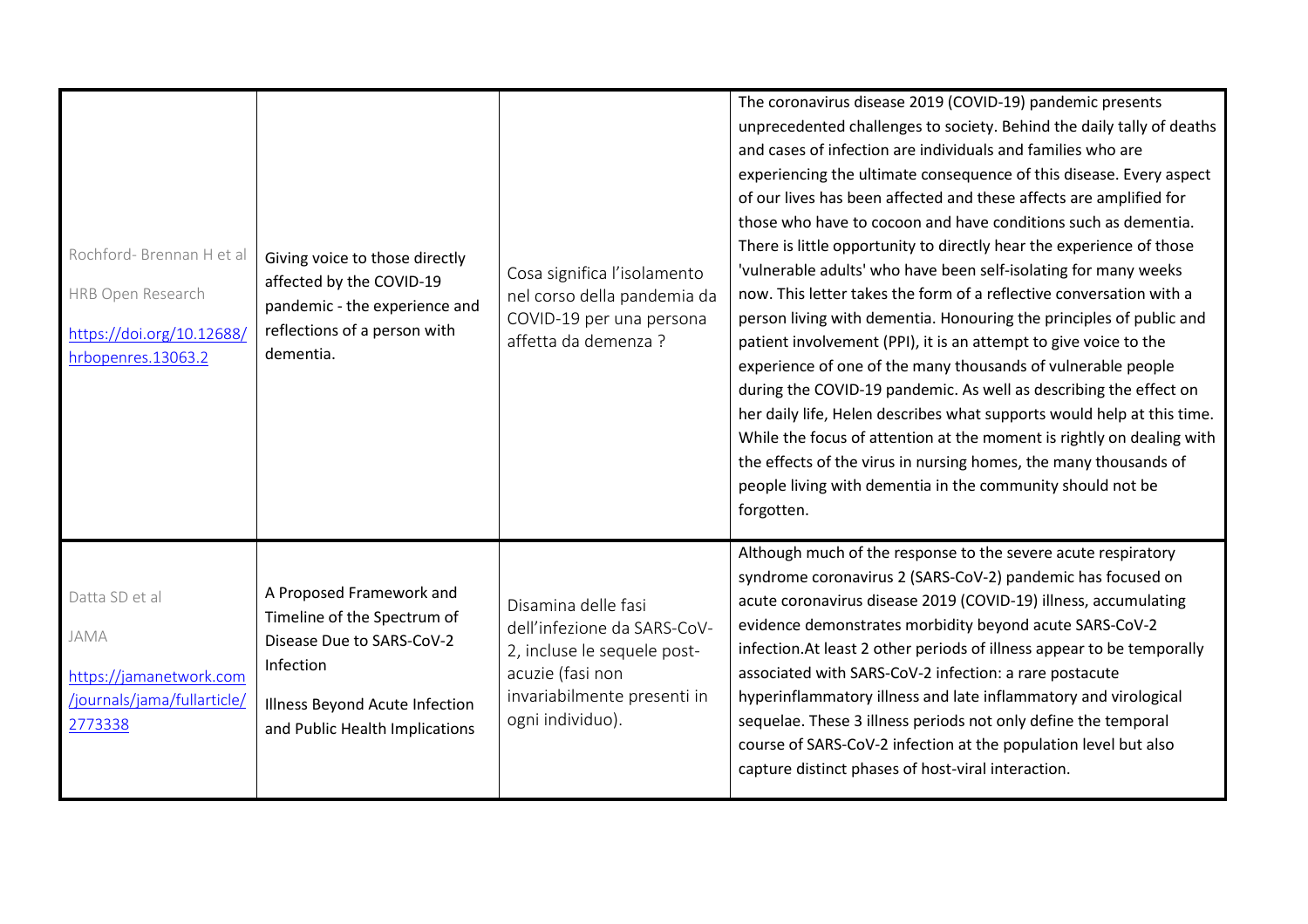| | | | |
|---|---|---|---|
| Rochford- Brennan H et al<br><br>HRB Open Research<br><br>https://doi.org/10.12688/hrbopenres.13063.2 | Giving voice to those directly affected by the COVID-19 pandemic - the experience and reflections of a person with dementia. | Cosa significa l'isolamento nel corso della pandemia da COVID-19 per una persona affetta da demenza ? | The coronavirus disease 2019 (COVID-19) pandemic presents unprecedented challenges to society. Behind the daily tally of deaths and cases of infection are individuals and families who are experiencing the ultimate consequence of this disease. Every aspect of our lives has been affected and these affects are amplified for those who have to cocoon and have conditions such as dementia. There is little opportunity to directly hear the experience of those 'vulnerable adults' who have been self-isolating for many weeks now. This letter takes the form of a reflective conversation with a person living with dementia. Honouring the principles of public and patient involvement (PPI), it is an attempt to give voice to the experience of one of the many thousands of vulnerable people during the COVID-19 pandemic. As well as describing the effect on her daily life, Helen describes what supports would help at this time. While the focus of attention at the moment is rightly on dealing with the effects of the virus in nursing homes, the many thousands of people living with dementia in the community should not be forgotten. |
| Datta SD et al<br><br>JAMA<br><br>https://jamanetwork.com/journals/jama/fullarticle/2773338 | A Proposed Framework and Timeline of the Spectrum of Disease Due to SARS-CoV-2 Infection<br><br>Illness Beyond Acute Infection and Public Health Implications | Disamina delle fasi dell'infezione da SARS-CoV-2, incluse le sequele post-acuzie (fasi non invariabilmente presenti in ogni individuo). | Although much of the response to the severe acute respiratory syndrome coronavirus 2 (SARS-CoV-2) pandemic has focused on acute coronavirus disease 2019 (COVID-19) illness, accumulating evidence demonstrates morbidity beyond acute SARS-CoV-2 infection.At least 2 other periods of illness appear to be temporally associated with SARS-CoV-2 infection: a rare postacute hyperinflammatory illness and late inflammatory and virological sequelae. These 3 illness periods not only define the temporal course of SARS-CoV-2 infection at the population level but also capture distinct phases of host-viral interaction. |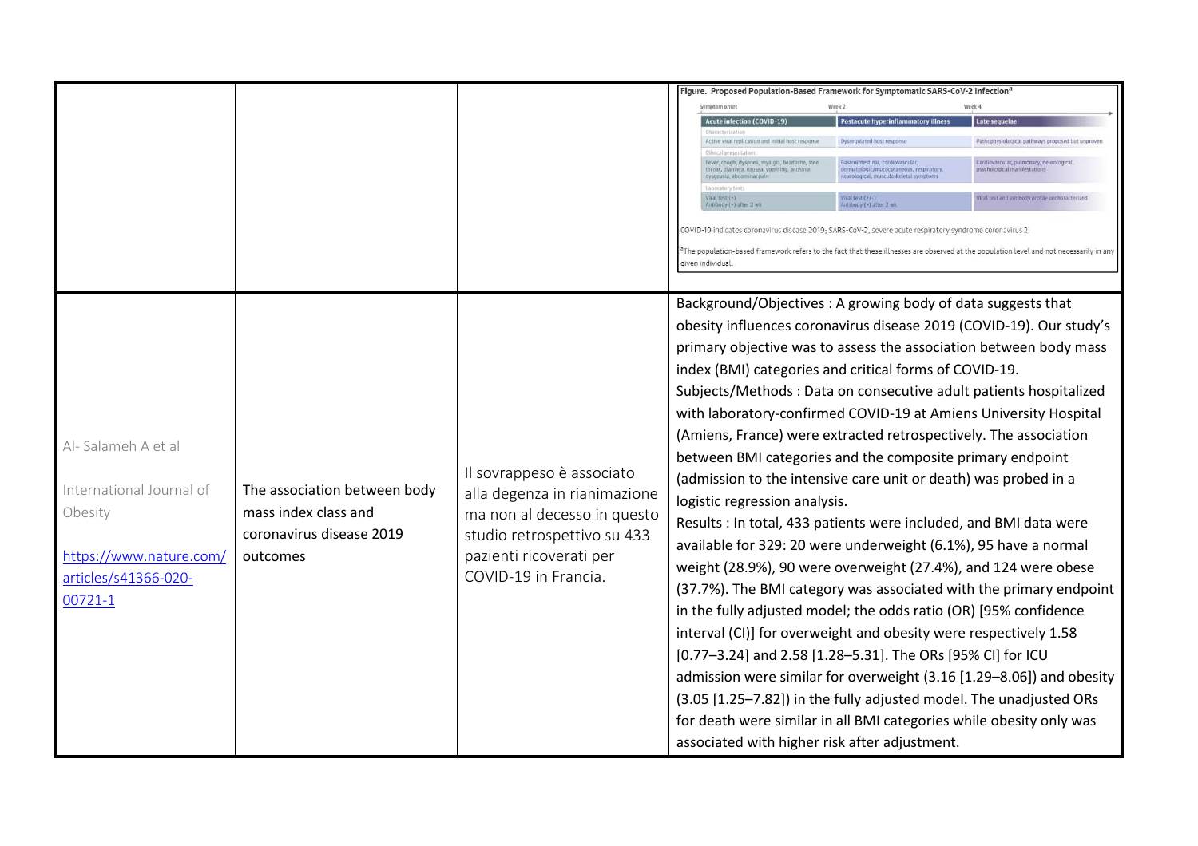| | | | Figure. Proposed Population-Based Framework for Symptomatic SARS-CoV-2 Infection[a]<br><br>Symptom onset — Week 2 — Week 4<br><br>Acute infection (COVID-19) / Postacute hyperinflammatory illness / Late sequelae<br><br>Characterization: Active viral replication and initial host response / Dysregulated host response / Pathophysiological pathways proposed but unproven<br><br>Clinical presentation: Fever, cough, dyspnea, myalgia, headache, sore throat, diarrhea, nausea, vomiting, anosmia, dysgeusia, abdominal pain / Gastrointestinal, cardiovascular, dermatologic/mucocutaneous, respiratory, neurological, musculoskeletal symptoms / Cardiovascular, pulmonary, neurological, psychological manifestations<br><br>Laboratory tests: Viral test (+) Antibody (+) after 2 wk / Viral test (+/-) Antibody (+) after 2 wk / Viral test and antibody profile uncharacterized<br><br>COVID-19 indicates coronavirus disease 2019; SARS-CoV-2, severe acute respiratory syndrome coronavirus 2.<br><br>[a]The population-based framework refers to the fact that these illnesses are observed at the population level and not necessarily in any given individual. |
|---|---|---|---|
| Al- Salameh A et al<br><br>International Journal of Obesity<br><br>https://www.nature.com/articles/s41366-020-00721-1 | The association between body mass index class and coronavirus disease 2019 outcomes | Il sovrappeso è associato alla degenza in rianimazione ma non al decesso in questo studio retrospettivo su 433 pazienti ricoverati per COVID-19 in Francia. | Background/Objectives : A growing body of data suggests that obesity influences coronavirus disease 2019 (COVID-19). Our study's primary objective was to assess the association between body mass index (BMI) categories and critical forms of COVID-19.<br>Subjects/Methods : Data on consecutive adult patients hospitalized with laboratory-confirmed COVID-19 at Amiens University Hospital (Amiens, France) were extracted retrospectively. The association between BMI categories and the composite primary endpoint (admission to the intensive care unit or death) was probed in a logistic regression analysis.<br>Results : In total, 433 patients were included, and BMI data were available for 329: 20 were underweight (6.1%), 95 have a normal weight (28.9%), 90 were overweight (27.4%), and 124 were obese (37.7%). The BMI category was associated with the primary endpoint in the fully adjusted model; the odds ratio (OR) [95% confidence interval (CI)] for overweight and obesity were respectively 1.58 [0.77–3.24] and 2.58 [1.28–5.31]. The ORs [95% CI] for ICU admission were similar for overweight (3.16 [1.29–8.06]) and obesity (3.05 [1.25–7.82]) in the fully adjusted model. The unadjusted ORs for death were similar in all BMI categories while obesity only was associated with higher risk after adjustment. |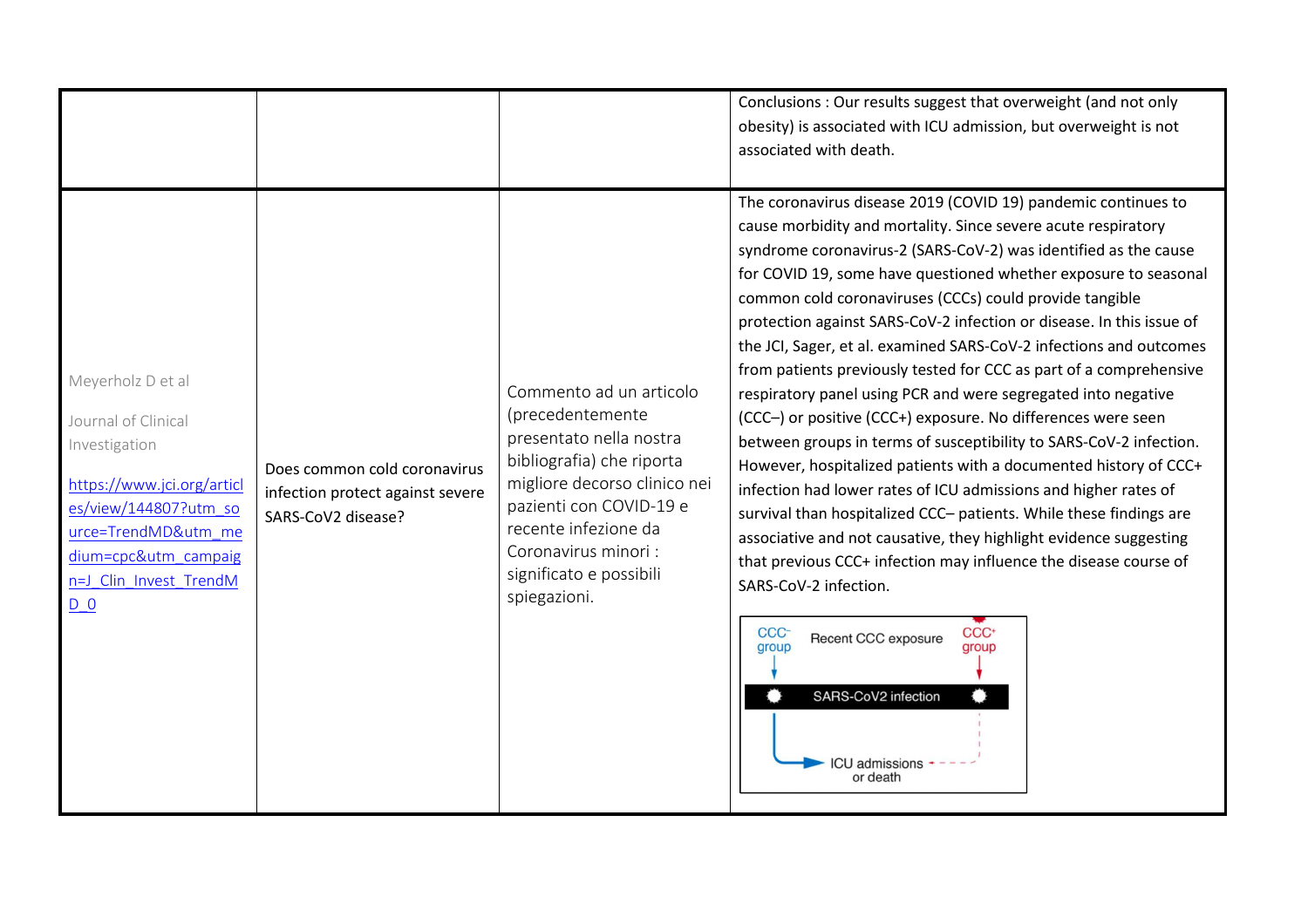|  |  |  |  |
|---|---|---|---|
|  |  |  | Conclusions : Our results suggest that overweight (and not only obesity) is associated with ICU admission, but overweight is not associated with death. |
| Meyerholz D et al<br><br>Journal of Clinical Investigation<br><br>https://www.jci.org/articles/view/144807?utm_source=TrendMD&utm_medium=cpc&utm_campaign=J_Clin_Invest_TrendMD_0 | Does common cold coronavirus infection protect against severe SARS-CoV2 disease? | Commento ad un articolo (precedentemente presentato nella nostra bibliografia) che riporta migliore decorso clinico nei pazienti con COVID-19 e recente infezione da Coronavirus minori : significato e possibili spiegazioni. | The coronavirus disease 2019 (COVID 19) pandemic continues to cause morbidity and mortality. Since severe acute respiratory syndrome coronavirus-2 (SARS-CoV-2) was identified as the cause for COVID 19, some have questioned whether exposure to seasonal common cold coronaviruses (CCCs) could provide tangible protection against SARS-CoV-2 infection or disease. In this issue of the JCI, Sager, et al. examined SARS-CoV-2 infections and outcomes from patients previously tested for CCC as part of a comprehensive respiratory panel using PCR and were segregated into negative (CCC–) or positive (CCC+) exposure. No differences were seen between groups in terms of susceptibility to SARS-CoV-2 infection. However, hospitalized patients with a documented history of CCC+ infection had lower rates of ICU admissions and higher rates of survival than hospitalized CCC– patients. While these findings are associative and not causative, they highlight evidence suggesting that previous CCC+ infection may influence the disease course of SARS-CoV-2 infection.<br><br>CCC- group — Recent CCC exposure — CCC+ group<br>SARS-CoV2 infection<br>ICU admissions or death |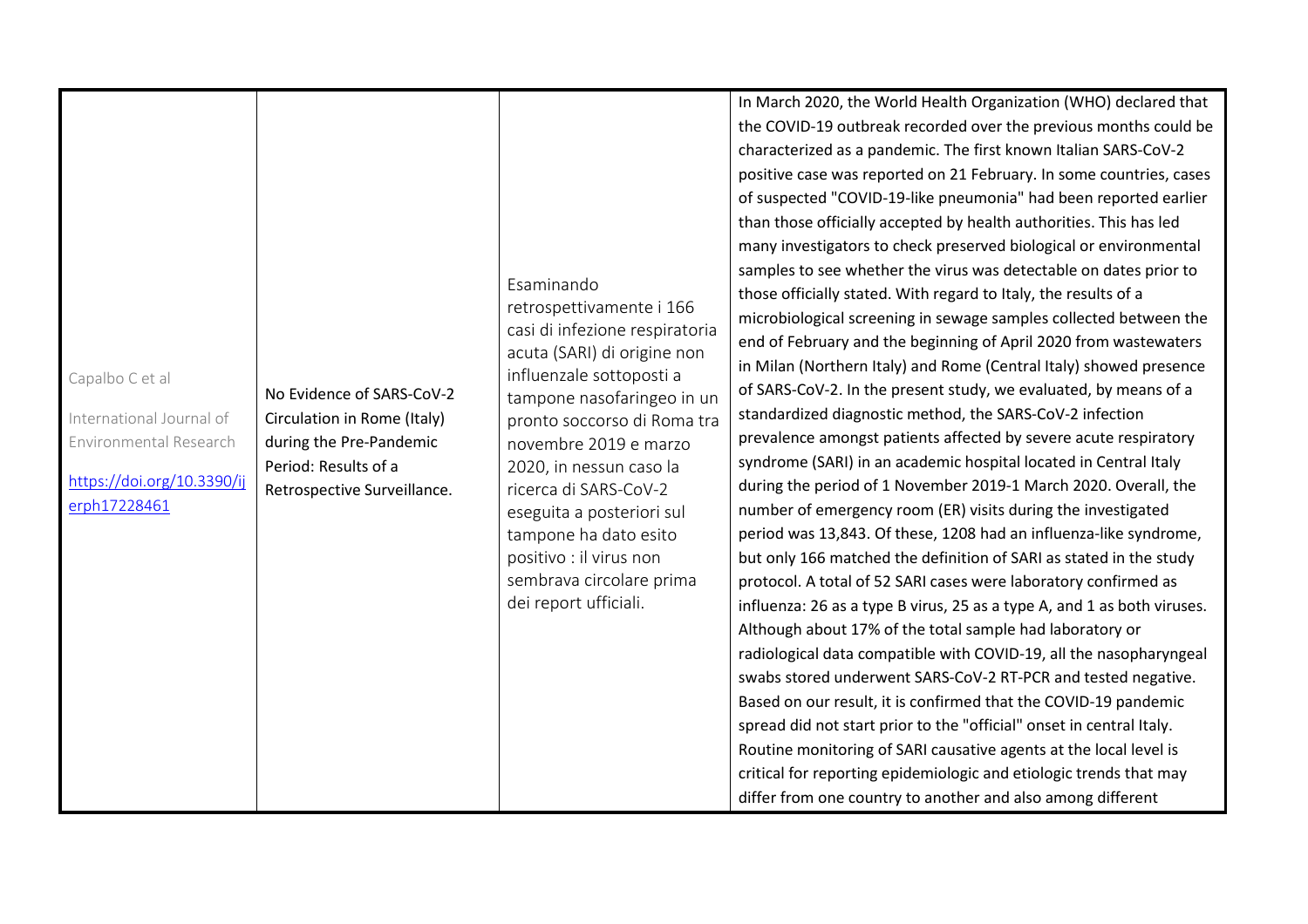| Capalbo C et al<br><br>International Journal of Environmental Research<br><br>https://doi.org/10.3390/ijerph17228461 | No Evidence of SARS-CoV-2 Circulation in Rome (Italy) during the Pre-Pandemic Period: Results of a Retrospective Surveillance. | Esaminando retrospettivamente i 166 casi di infezione respiratoria acuta (SARI) di origine non influenzale sottoposti a tampone nasofaringeo in un pronto soccorso di Roma tra novembre 2019 e marzo 2020, in nessun caso la ricerca di SARS-CoV-2 eseguita a posteriori sul tampone ha dato esito positivo : il virus non sembrava circolare prima dei report ufficiali. | In March 2020, the World Health Organization (WHO) declared that the COVID-19 outbreak recorded over the previous months could be characterized as a pandemic. The first known Italian SARS-CoV-2 positive case was reported on 21 February. In some countries, cases of suspected "COVID-19-like pneumonia" had been reported earlier than those officially accepted by health authorities. This has led many investigators to check preserved biological or environmental samples to see whether the virus was detectable on dates prior to those officially stated. With regard to Italy, the results of a microbiological screening in sewage samples collected between the end of February and the beginning of April 2020 from wastewaters in Milan (Northern Italy) and Rome (Central Italy) showed presence of SARS-CoV-2. In the present study, we evaluated, by means of a standardized diagnostic method, the SARS-CoV-2 infection prevalence amongst patients affected by severe acute respiratory syndrome (SARI) in an academic hospital located in Central Italy during the period of 1 November 2019-1 March 2020. Overall, the number of emergency room (ER) visits during the investigated period was 13,843. Of these, 1208 had an influenza-like syndrome, but only 166 matched the definition of SARI as stated in the study protocol. A total of 52 SARI cases were laboratory confirmed as influenza: 26 as a type B virus, 25 as a type A, and 1 as both viruses. Although about 17% of the total sample had laboratory or radiological data compatible with COVID-19, all the nasopharyngeal swabs stored underwent SARS-CoV-2 RT-PCR and tested negative. Based on our result, it is confirmed that the COVID-19 pandemic spread did not start prior to the "official" onset in central Italy. Routine monitoring of SARI causative agents at the local level is critical for reporting epidemiologic and etiologic trends that may differ from one country to another and also among different |
|---|---|---|---|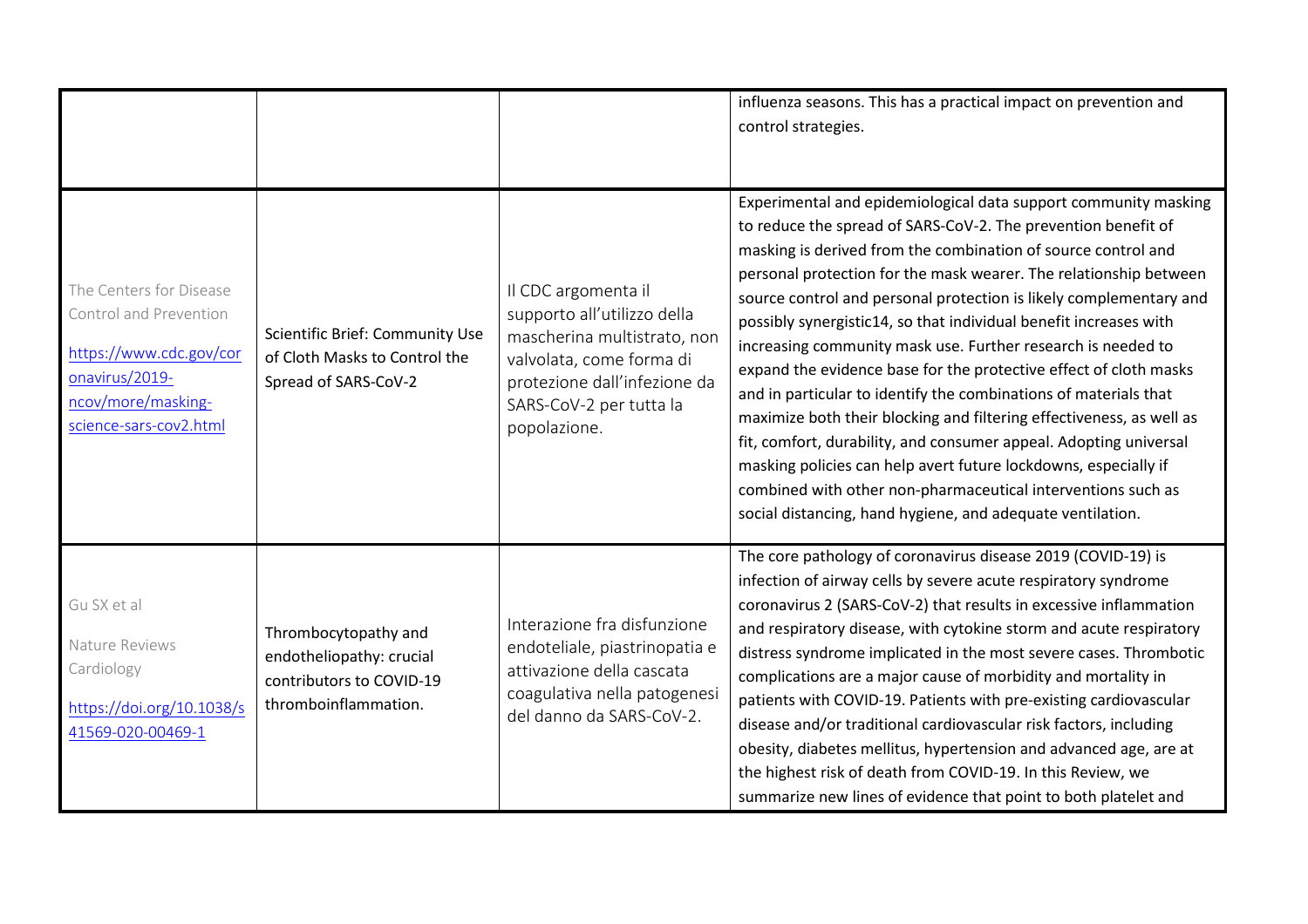| | | | |
|---|---|---|---|
| | | | influenza seasons. This has a practical impact on prevention and control strategies. |
| The Centers for Disease Control and Prevention https://www.cdc.gov/coronavirus/2019-ncov/more/masking-science-sars-cov2.html | Scientific Brief: Community Use of Cloth Masks to Control the Spread of SARS-CoV-2 | Il CDC argomenta il supporto all'utilizzo della mascherina multistrato, non valvolata, come forma di protezione dall'infezione da SARS-CoV-2 per tutta la popolazione. | Experimental and epidemiological data support community masking to reduce the spread of SARS-CoV-2. The prevention benefit of masking is derived from the combination of source control and personal protection for the mask wearer. The relationship between source control and personal protection is likely complementary and possibly synergistic14, so that individual benefit increases with increasing community mask use. Further research is needed to expand the evidence base for the protective effect of cloth masks and in particular to identify the combinations of materials that maximize both their blocking and filtering effectiveness, as well as fit, comfort, durability, and consumer appeal. Adopting universal masking policies can help avert future lockdowns, especially if combined with other non-pharmaceutical interventions such as social distancing, hand hygiene, and adequate ventilation. |
| Gu SX et al Nature Reviews Cardiology https://doi.org/10.1038/s41569-020-00469-1 | Thrombocytopathy and endotheliopathy: crucial contributors to COVID-19 thromboinflammation. | Interazione fra disfunzione endoteliale, piastrinopatia e attivazione della cascata coagulativa nella patogenesi del danno da SARS-CoV-2. | The core pathology of coronavirus disease 2019 (COVID-19) is infection of airway cells by severe acute respiratory syndrome coronavirus 2 (SARS-CoV-2) that results in excessive inflammation and respiratory disease, with cytokine storm and acute respiratory distress syndrome implicated in the most severe cases. Thrombotic complications are a major cause of morbidity and mortality in patients with COVID-19. Patients with pre-existing cardiovascular disease and/or traditional cardiovascular risk factors, including obesity, diabetes mellitus, hypertension and advanced age, are at the highest risk of death from COVID-19. In this Review, we summarize new lines of evidence that point to both platelet and |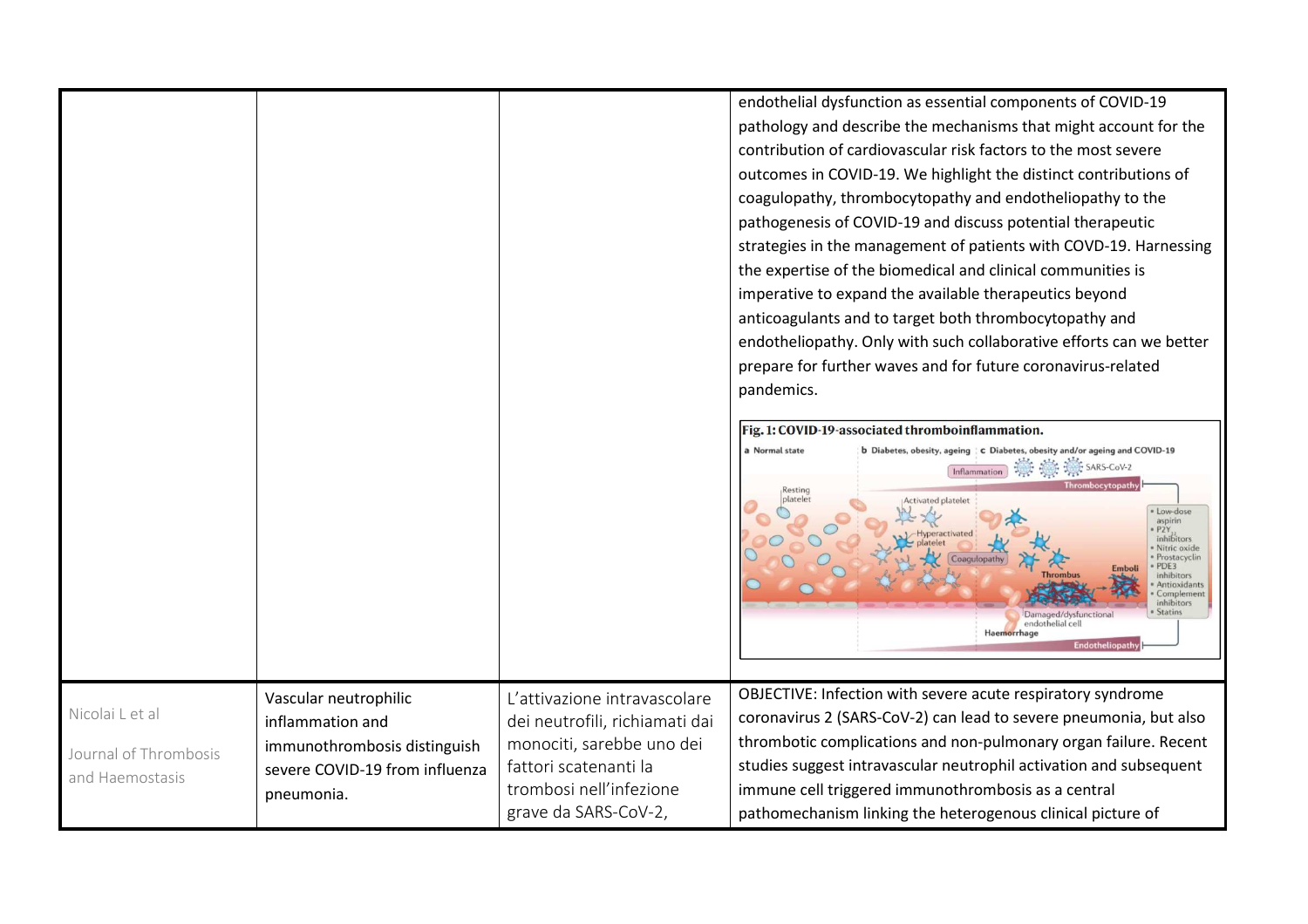| | | | |
|---|---|---|---|
| | | | endothelial dysfunction as essential components of COVID-19 pathology and describe the mechanisms that might account for the contribution of cardiovascular risk factors to the most severe outcomes in COVID-19. We highlight the distinct contributions of coagulopathy, thrombocytopathy and endotheliopathy to the pathogenesis of COVID-19 and discuss potential therapeutic strategies in the management of patients with COVD-19. Harnessing the expertise of the biomedical and clinical communities is imperative to expand the available therapeutics beyond anticoagulants and to target both thrombocytopathy and endotheliopathy. Only with such collaborative efforts can we better prepare for further waves and for future coronavirus-related pandemics. **Fig. 1: COVID-19-associated thromboinflammation.** |
| Nicolai L et al Journal of Thrombosis and Haemostasis | Vascular neutrophilic inflammation and immunothrombosis distinguish severe COVID-19 from influenza pneumonia. | L'attivazione intravascolare dei neutrofili, richiamati dai monociti, sarebbe uno dei fattori scatenanti la trombosi nell'infezione grave da SARS-CoV-2, | OBJECTIVE: Infection with severe acute respiratory syndrome coronavirus 2 (SARS-CoV-2) can lead to severe pneumonia, but also thrombotic complications and non-pulmonary organ failure. Recent studies suggest intravascular neutrophil activation and subsequent immune cell triggered immunothrombosis as a central pathomechanism linking the heterogenous clinical picture of |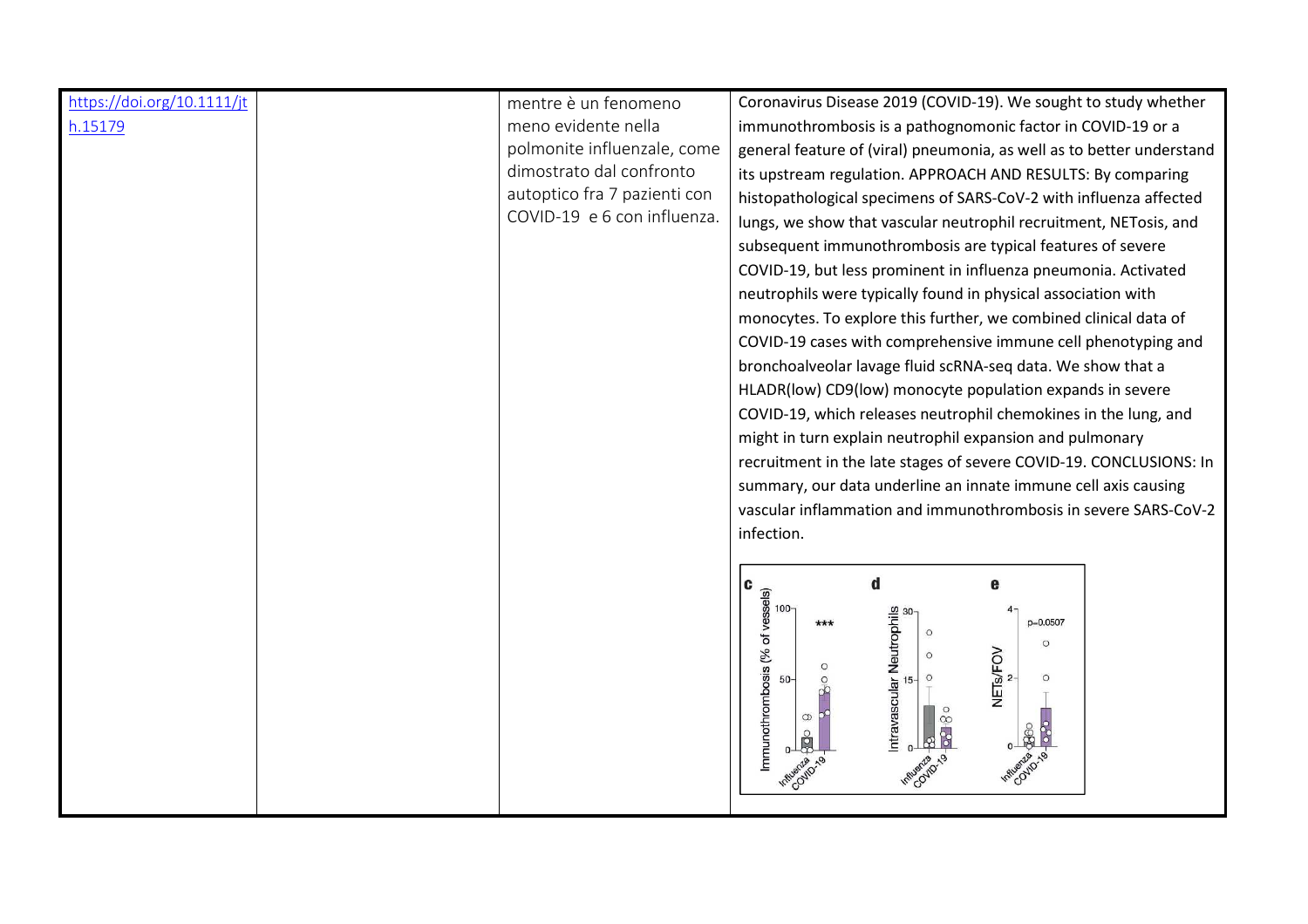| | | | |
|---|---|---|---|
| https://doi.org/10.1111/jth.15179 | | mentre è un fenomeno meno evidente nella polmonite influenzale, come dimostrato dal confronto autoptico fra 7 pazienti con COVID-19 e 6 con influenza. | Coronavirus Disease 2019 (COVID-19). We sought to study whether immunothrombosis is a pathognomonic factor in COVID-19 or a general feature of (viral) pneumonia, as well as to better understand its upstream regulation. APPROACH AND RESULTS: By comparing histopathological specimens of SARS-CoV-2 with influenza affected lungs, we show that vascular neutrophil recruitment, NETosis, and subsequent immunothrombosis are typical features of severe COVID-19, but less prominent in influenza pneumonia. Activated neutrophils were typically found in physical association with monocytes. To explore this further, we combined clinical data of COVID-19 cases with comprehensive immune cell phenotyping and bronchoalveolar lavage fluid scRNA-seq data. We show that a HLADR(low) CD9(low) monocyte population expands in severe COVID-19, which releases neutrophil chemokines in the lung, and might in turn explain neutrophil expansion and pulmonary recruitment in the late stages of severe COVID-19. CONCLUSIONS: In summary, our data underline an innate immune cell axis causing vascular inflammation and immunothrombosis in severe SARS-CoV-2 infection. |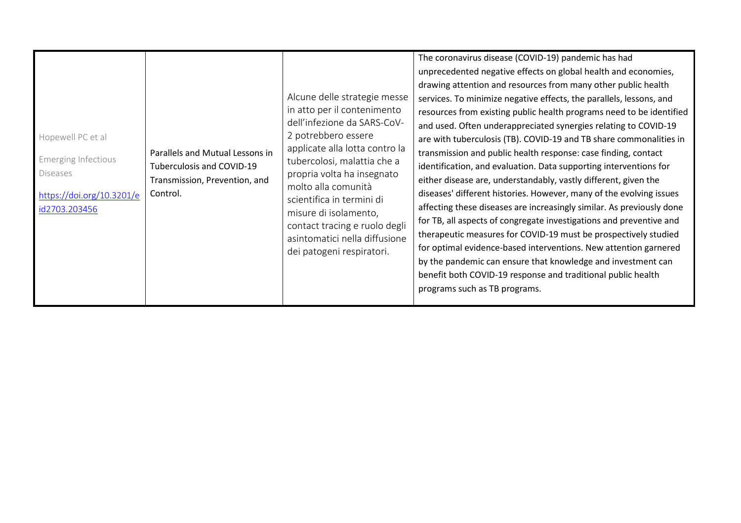| | | | |
|---|---|---|---|
| Hopewell PC et al<br><br>Emerging Infectious Diseases<br><br>https://doi.org/10.3201/eid2703.203456 | Parallels and Mutual Lessons in Tuberculosis and COVID-19 Transmission, Prevention, and Control. | Alcune delle strategie messe in atto per il contenimento dell'infezione da SARS-CoV-2 potrebbero essere applicate alla lotta contro la tubercolosi, malattia che a propria volta ha insegnato molto alla comunità scientifica in termini di misure di isolamento, contact tracing e ruolo degli asintomatici nella diffusione dei patogeni respiratori. | The coronavirus disease (COVID-19) pandemic has had unprecedented negative effects on global health and economies, drawing attention and resources from many other public health services. To minimize negative effects, the parallels, lessons, and resources from existing public health programs need to be identified and used. Often underappreciated synergies relating to COVID-19 are with tuberculosis (TB). COVID-19 and TB share commonalities in transmission and public health response: case finding, contact identification, and evaluation. Data supporting interventions for either disease are, understandably, vastly different, given the diseases' different histories. However, many of the evolving issues affecting these diseases are increasingly similar. As previously done for TB, all aspects of congregate investigations and preventive and therapeutic measures for COVID-19 must be prospectively studied for optimal evidence-based interventions. New attention garnered by the pandemic can ensure that knowledge and investment can benefit both COVID-19 response and traditional public health programs such as TB programs. |